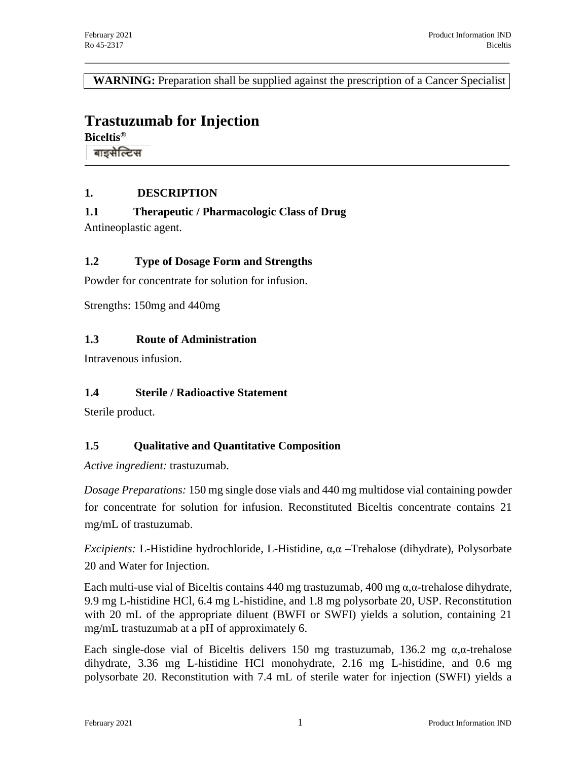**WARNING:** Preparation shall be supplied against the prescription of a Cancer Specialist

# Trastuzumab for Injection

**Biceltis®**

बाइसेल्टिस

## 1. DESCRIPTION

### 1.1 Therapeutic / Pharmacologic Class of Drug

Antineoplastic agent.

### 1.2 Type of Dosage Form and Strengths

Powder for concentrate for solution for infusion.

Strengths: 150mg and 440mg

### 1.3 Route of Administration

Intravenous infusion.

### 1.4 Sterile / Radioactive Statement

Sterile product.

### 1.5 Qualitative and Quantitative Composition

*Active ingredient:* trastuzumab.

*Dosage Preparations:* 150 mg single dose vials and 440 mg multidose vial containing powder for concentrate for solution for infusion. Reconstituted Biceltis concentrate contains 21 mg/mL of trastuzumab.

*Excipients:* L-Histidine hydrochloride, L-Histidine, α,α –Trehalose (dihydrate), Polysorbate 20 and Water for Injection.

Each multi-use vial of Biceltis contains 440 mg trastuzumab, 400 mg α,α-trehalose dihydrate, 9.9 mg L-histidine HCl, 6.4 mg L-histidine, and 1.8 mg polysorbate 20, USP. Reconstitution with 20 mL of the appropriate diluent (BWFI or SWFI) yields a solution, containing 21 mg/mL trastuzumab at a pH of approximately 6.

Each single-dose vial of Biceltis delivers 150 mg trastuzumab, 136.2 mg α,α-trehalose dihydrate, 3.36 mg L-histidine HCl monohydrate, 2.16 mg L-histidine, and 0.6 mg polysorbate 20. Reconstitution with 7.4 mL of sterile water for injection (SWFI) yields a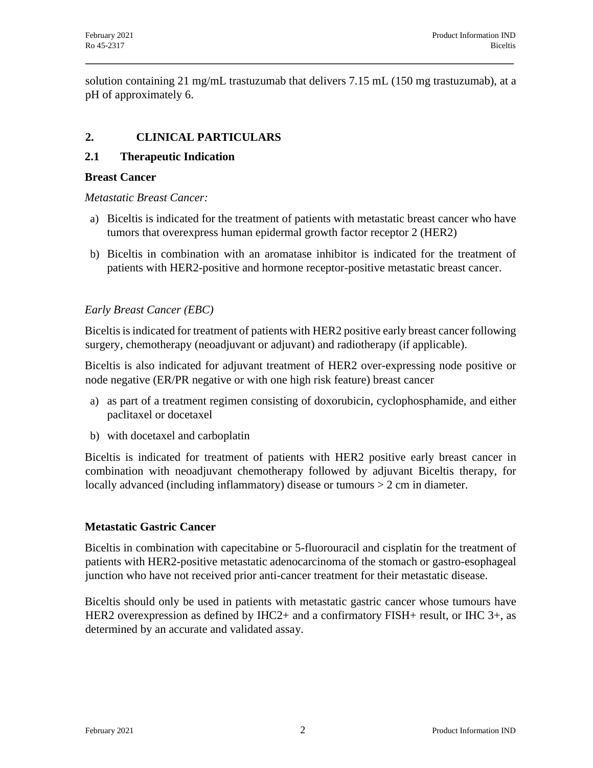solution containing 21 mg/mL trastuzumab that delivers 7.15 mL (150 mg trastuzumab), at a pH of approximately 6.

## 2. CLINICAL PARTICULARS

### 2.1 Therapeutic Indication

**Breast Cancer**

*Metastatic Breast Cancer:*

a) Biceltis is indicated for the treatment of patients with metastatic breast cancer who have tumors that overexpress human epidermal growth factor receptor 2 (HER2)

b) Biceltis in combination with an aromatase inhibitor is indicated for the treatment of patients with HER2-positive and hormone receptor-positive metastatic breast cancer.

*Early Breast Cancer (EBC)*

Biceltis is indicated for treatment of patients with HER2 positive early breast cancer following surgery, chemotherapy (neoadjuvant or adjuvant) and radiotherapy (if applicable).

Biceltis is also indicated for adjuvant treatment of HER2 over-expressing node positive or node negative (ER/PR negative or with one high risk feature) breast cancer

a) as part of a treatment regimen consisting of doxorubicin, cyclophosphamide, and either paclitaxel or docetaxel

b) with docetaxel and carboplatin

Biceltis is indicated for treatment of patients with HER2 positive early breast cancer in combination with neoadjuvant chemotherapy followed by adjuvant Biceltis therapy, for locally advanced (including inflammatory) disease or tumours > 2 cm in diameter.

**Metastatic Gastric Cancer**

Biceltis in combination with capecitabine or 5-fluorouracil and cisplatin for the treatment of patients with HER2-positive metastatic adenocarcinoma of the stomach or gastro-esophageal junction who have not received prior anti-cancer treatment for their metastatic disease.

Biceltis should only be used in patients with metastatic gastric cancer whose tumours have HER2 overexpression as defined by IHC2+ and a confirmatory FISH+ result, or IHC 3+, as determined by an accurate and validated assay.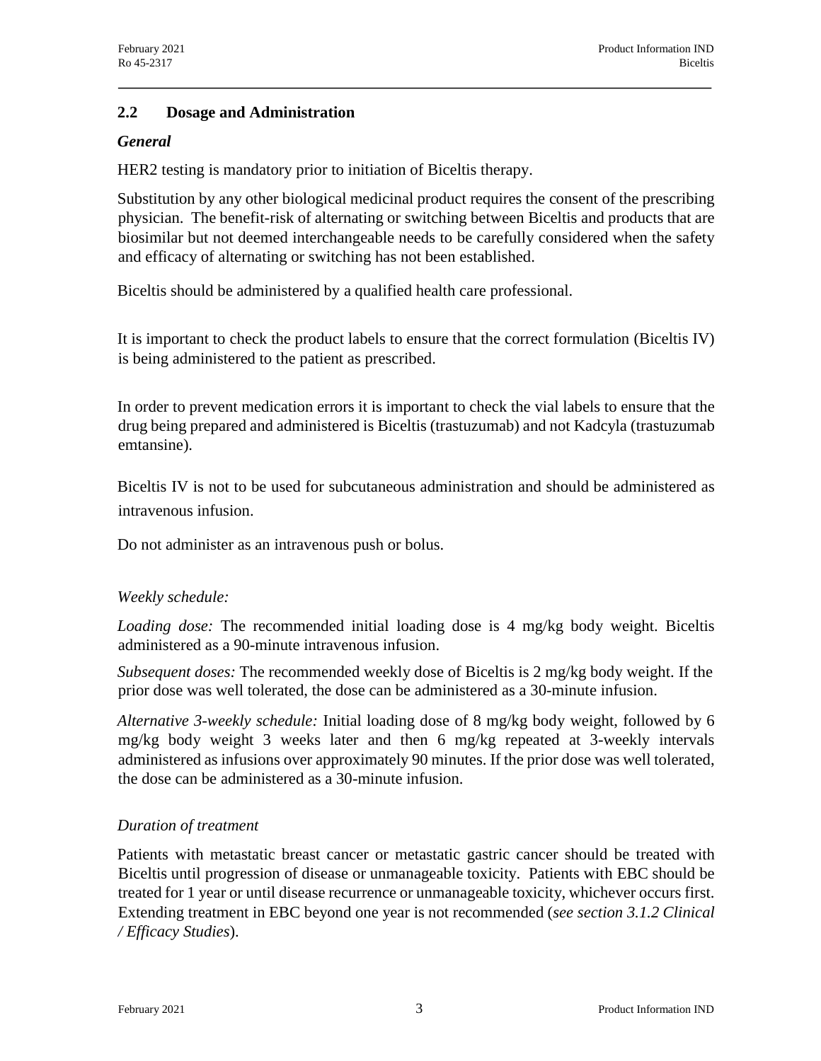## 2.2 Dosage and Administration

### *General*

HER2 testing is mandatory prior to initiation of Biceltis therapy.

Substitution by any other biological medicinal product requires the consent of the prescribing physician. The benefit-risk of alternating or switching between Biceltis and products that are biosimilar but not deemed interchangeable needs to be carefully considered when the safety and efficacy of alternating or switching has not been established.

Biceltis should be administered by a qualified health care professional.

It is important to check the product labels to ensure that the correct formulation (Biceltis IV) is being administered to the patient as prescribed.

In order to prevent medication errors it is important to check the vial labels to ensure that the drug being prepared and administered is Biceltis (trastuzumab) and not Kadcyla (trastuzumab emtansine).

Biceltis IV is not to be used for subcutaneous administration and should be administered as intravenous infusion.

Do not administer as an intravenous push or bolus.

*Weekly schedule:*

*Loading dose:* The recommended initial loading dose is 4 mg/kg body weight. Biceltis administered as a 90-minute intravenous infusion.

*Subsequent doses:* The recommended weekly dose of Biceltis is 2 mg/kg body weight. If the prior dose was well tolerated, the dose can be administered as a 30-minute infusion.

*Alternative 3-weekly schedule:* Initial loading dose of 8 mg/kg body weight, followed by 6 mg/kg body weight 3 weeks later and then 6 mg/kg repeated at 3-weekly intervals administered as infusions over approximately 90 minutes. If the prior dose was well tolerated, the dose can be administered as a 30-minute infusion.

*Duration of treatment*

Patients with metastatic breast cancer or metastatic gastric cancer should be treated with Biceltis until progression of disease or unmanageable toxicity. Patients with EBC should be treated for 1 year or until disease recurrence or unmanageable toxicity, whichever occurs first. Extending treatment in EBC beyond one year is not recommended (*see section 3.1.2 Clinical / Efficacy Studies*).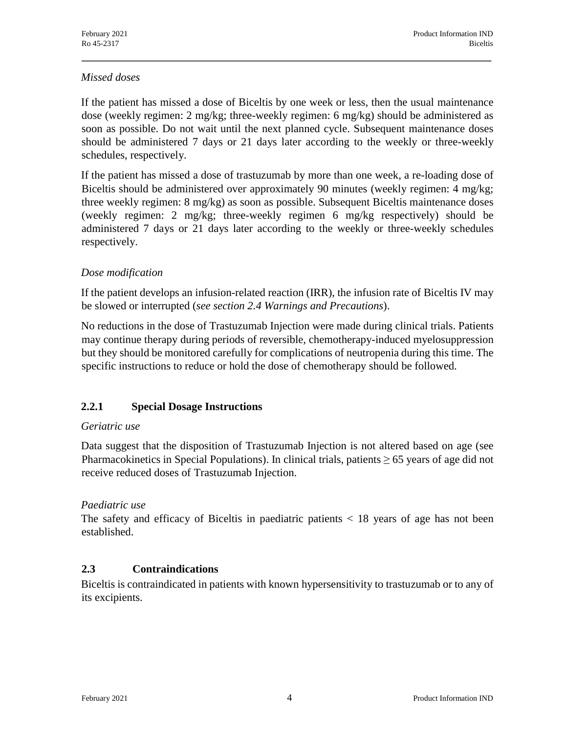*Missed doses*

If the patient has missed a dose of Biceltis by one week or less, then the usual maintenance dose (weekly regimen: 2 mg/kg; three-weekly regimen: 6 mg/kg) should be administered as soon as possible. Do not wait until the next planned cycle. Subsequent maintenance doses should be administered 7 days or 21 days later according to the weekly or three-weekly schedules, respectively.

If the patient has missed a dose of trastuzumab by more than one week, a re-loading dose of Biceltis should be administered over approximately 90 minutes (weekly regimen: 4 mg/kg; three weekly regimen: 8 mg/kg) as soon as possible. Subsequent Biceltis maintenance doses (weekly regimen: 2 mg/kg; three-weekly regimen 6 mg/kg respectively) should be administered 7 days or 21 days later according to the weekly or three-weekly schedules respectively.

*Dose modification*

If the patient develops an infusion-related reaction (IRR), the infusion rate of Biceltis IV may be slowed or interrupted (*see section 2.4 Warnings and Precautions*).

No reductions in the dose of Trastuzumab Injection were made during clinical trials. Patients may continue therapy during periods of reversible, chemotherapy-induced myelosuppression but they should be monitored carefully for complications of neutropenia during this time. The specific instructions to reduce or hold the dose of chemotherapy should be followed.

### 2.2.1 Special Dosage Instructions

*Geriatric use*

Data suggest that the disposition of Trastuzumab Injection is not altered based on age (see Pharmacokinetics in Special Populations). In clinical trials, patients ≥ 65 years of age did not receive reduced doses of Trastuzumab Injection.

*Paediatric use*

The safety and efficacy of Biceltis in paediatric patients < 18 years of age has not been established.

## 2.3 Contraindications

Biceltis is contraindicated in patients with known hypersensitivity to trastuzumab or to any of its excipients.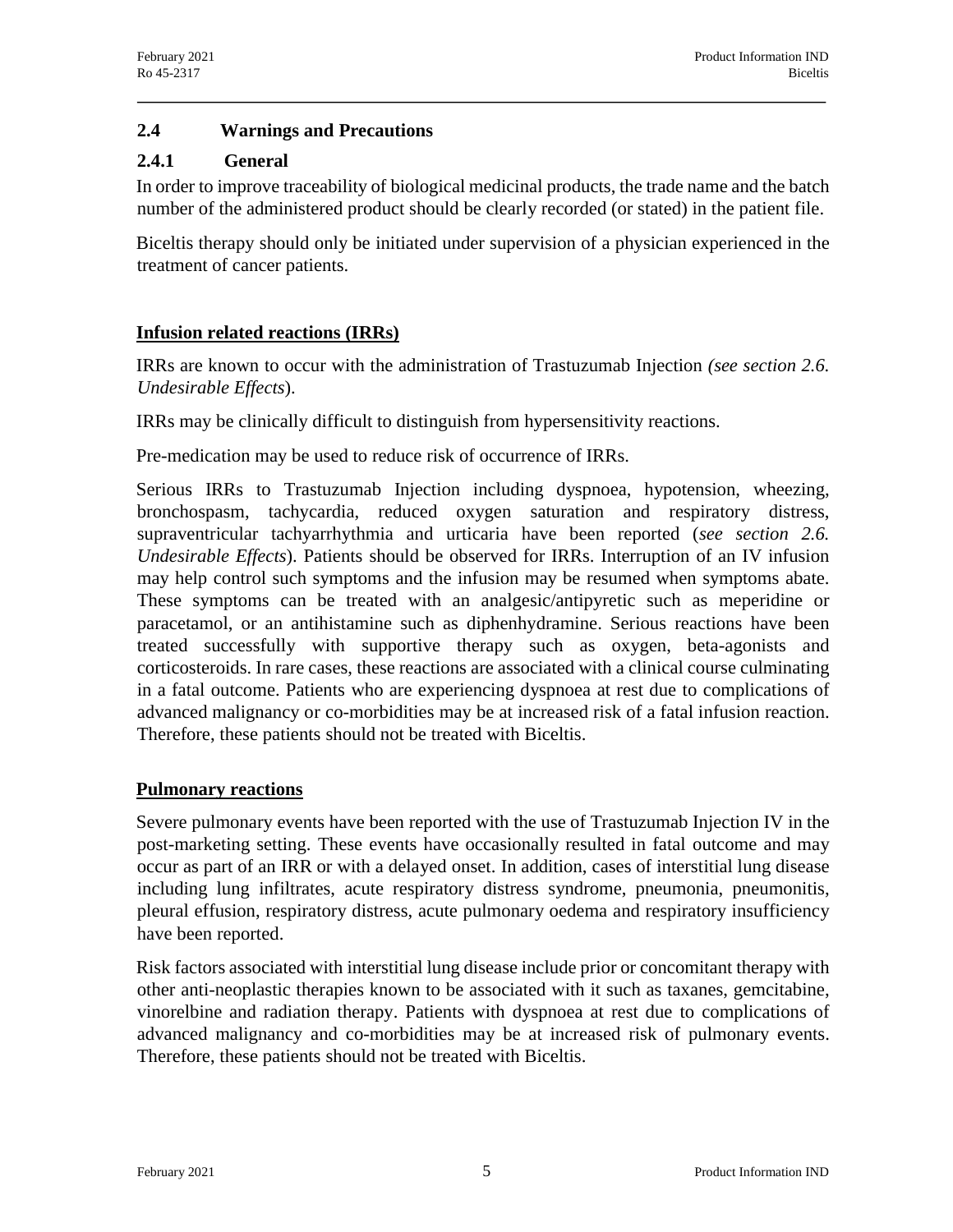## 2.4 Warnings and Precautions

### 2.4.1 General

In order to improve traceability of biological medicinal products, the trade name and the batch number of the administered product should be clearly recorded (or stated) in the patient file.

Biceltis therapy should only be initiated under supervision of a physician experienced in the treatment of cancer patients.

**Infusion related reactions (IRRs)**

IRRs are known to occur with the administration of Trastuzumab Injection *(see section 2.6. Undesirable Effects*).

IRRs may be clinically difficult to distinguish from hypersensitivity reactions.

Pre-medication may be used to reduce risk of occurrence of IRRs.

Serious IRRs to Trastuzumab Injection including dyspnoea, hypotension, wheezing, bronchospasm, tachycardia, reduced oxygen saturation and respiratory distress, supraventricular tachyarrhythmia and urticaria have been reported (*see section 2.6. Undesirable Effects*). Patients should be observed for IRRs. Interruption of an IV infusion may help control such symptoms and the infusion may be resumed when symptoms abate. These symptoms can be treated with an analgesic/antipyretic such as meperidine or paracetamol, or an antihistamine such as diphenhydramine. Serious reactions have been treated successfully with supportive therapy such as oxygen, beta-agonists and corticosteroids. In rare cases, these reactions are associated with a clinical course culminating in a fatal outcome. Patients who are experiencing dyspnoea at rest due to complications of advanced malignancy or co-morbidities may be at increased risk of a fatal infusion reaction. Therefore, these patients should not be treated with Biceltis.

**Pulmonary reactions**

Severe pulmonary events have been reported with the use of Trastuzumab Injection IV in the post-marketing setting. These events have occasionally resulted in fatal outcome and may occur as part of an IRR or with a delayed onset. In addition, cases of interstitial lung disease including lung infiltrates, acute respiratory distress syndrome, pneumonia, pneumonitis, pleural effusion, respiratory distress, acute pulmonary oedema and respiratory insufficiency have been reported.

Risk factors associated with interstitial lung disease include prior or concomitant therapy with other anti-neoplastic therapies known to be associated with it such as taxanes, gemcitabine, vinorelbine and radiation therapy. Patients with dyspnoea at rest due to complications of advanced malignancy and co-morbidities may be at increased risk of pulmonary events. Therefore, these patients should not be treated with Biceltis.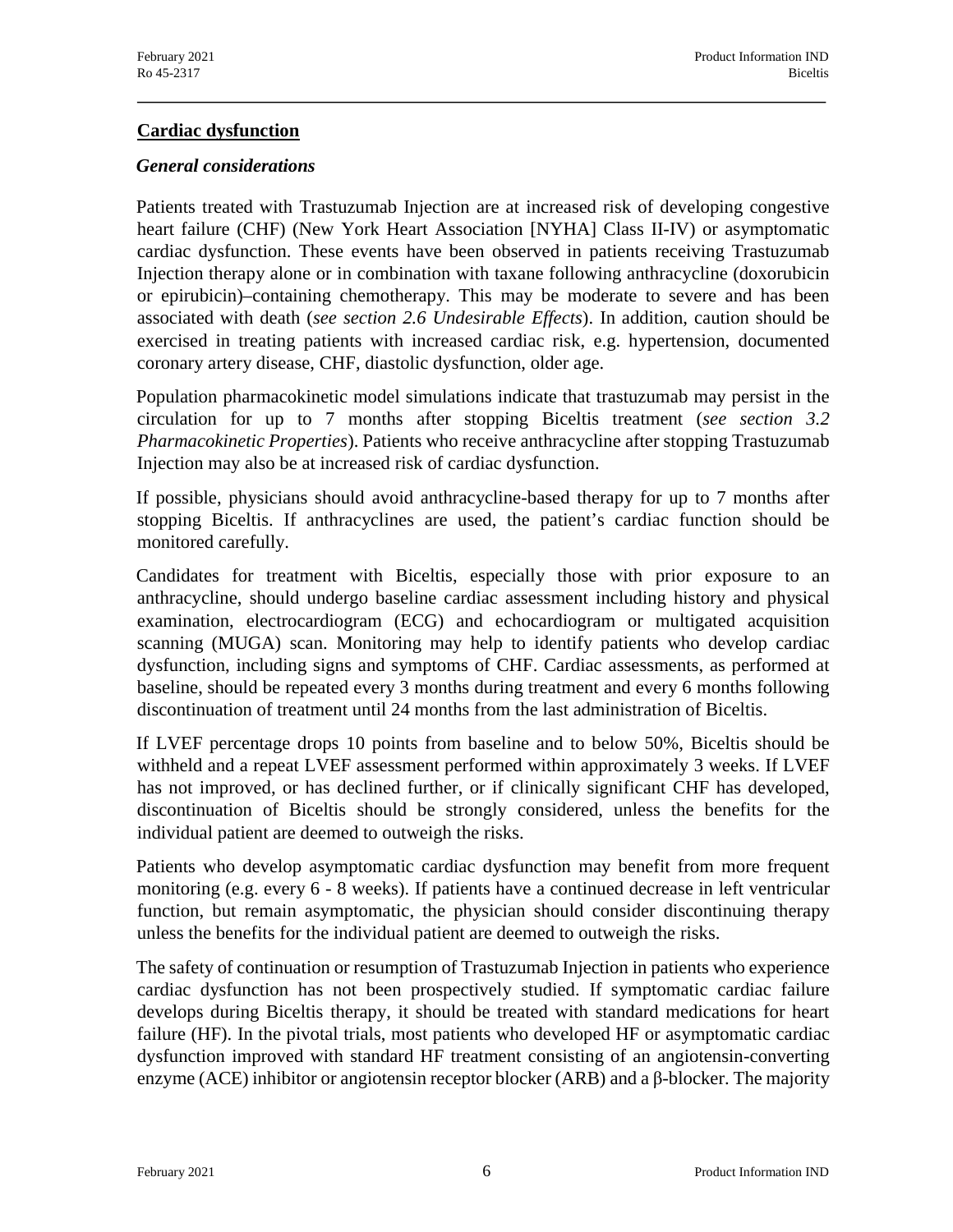## Cardiac dysfunction

### *General considerations*

Patients treated with Trastuzumab Injection are at increased risk of developing congestive heart failure (CHF) (New York Heart Association [NYHA] Class II-IV) or asymptomatic cardiac dysfunction. These events have been observed in patients receiving Trastuzumab Injection therapy alone or in combination with taxane following anthracycline (doxorubicin or epirubicin)–containing chemotherapy. This may be moderate to severe and has been associated with death (*see section 2.6 Undesirable Effects*). In addition, caution should be exercised in treating patients with increased cardiac risk, e.g. hypertension, documented coronary artery disease, CHF, diastolic dysfunction, older age.

Population pharmacokinetic model simulations indicate that trastuzumab may persist in the circulation for up to 7 months after stopping Biceltis treatment (*see section 3.2 Pharmacokinetic Properties*). Patients who receive anthracycline after stopping Trastuzumab Injection may also be at increased risk of cardiac dysfunction.

If possible, physicians should avoid anthracycline-based therapy for up to 7 months after stopping Biceltis. If anthracyclines are used, the patient's cardiac function should be monitored carefully.

Candidates for treatment with Biceltis, especially those with prior exposure to an anthracycline, should undergo baseline cardiac assessment including history and physical examination, electrocardiogram (ECG) and echocardiogram or multigated acquisition scanning (MUGA) scan. Monitoring may help to identify patients who develop cardiac dysfunction, including signs and symptoms of CHF. Cardiac assessments, as performed at baseline, should be repeated every 3 months during treatment and every 6 months following discontinuation of treatment until 24 months from the last administration of Biceltis.

If LVEF percentage drops 10 points from baseline and to below 50%, Biceltis should be withheld and a repeat LVEF assessment performed within approximately 3 weeks. If LVEF has not improved, or has declined further, or if clinically significant CHF has developed, discontinuation of Biceltis should be strongly considered, unless the benefits for the individual patient are deemed to outweigh the risks.

Patients who develop asymptomatic cardiac dysfunction may benefit from more frequent monitoring (e.g. every 6 - 8 weeks). If patients have a continued decrease in left ventricular function, but remain asymptomatic, the physician should consider discontinuing therapy unless the benefits for the individual patient are deemed to outweigh the risks.

The safety of continuation or resumption of Trastuzumab Injection in patients who experience cardiac dysfunction has not been prospectively studied. If symptomatic cardiac failure develops during Biceltis therapy, it should be treated with standard medications for heart failure (HF). In the pivotal trials, most patients who developed HF or asymptomatic cardiac dysfunction improved with standard HF treatment consisting of an angiotensin-converting enzyme (ACE) inhibitor or angiotensin receptor blocker (ARB) and a β-blocker. The majority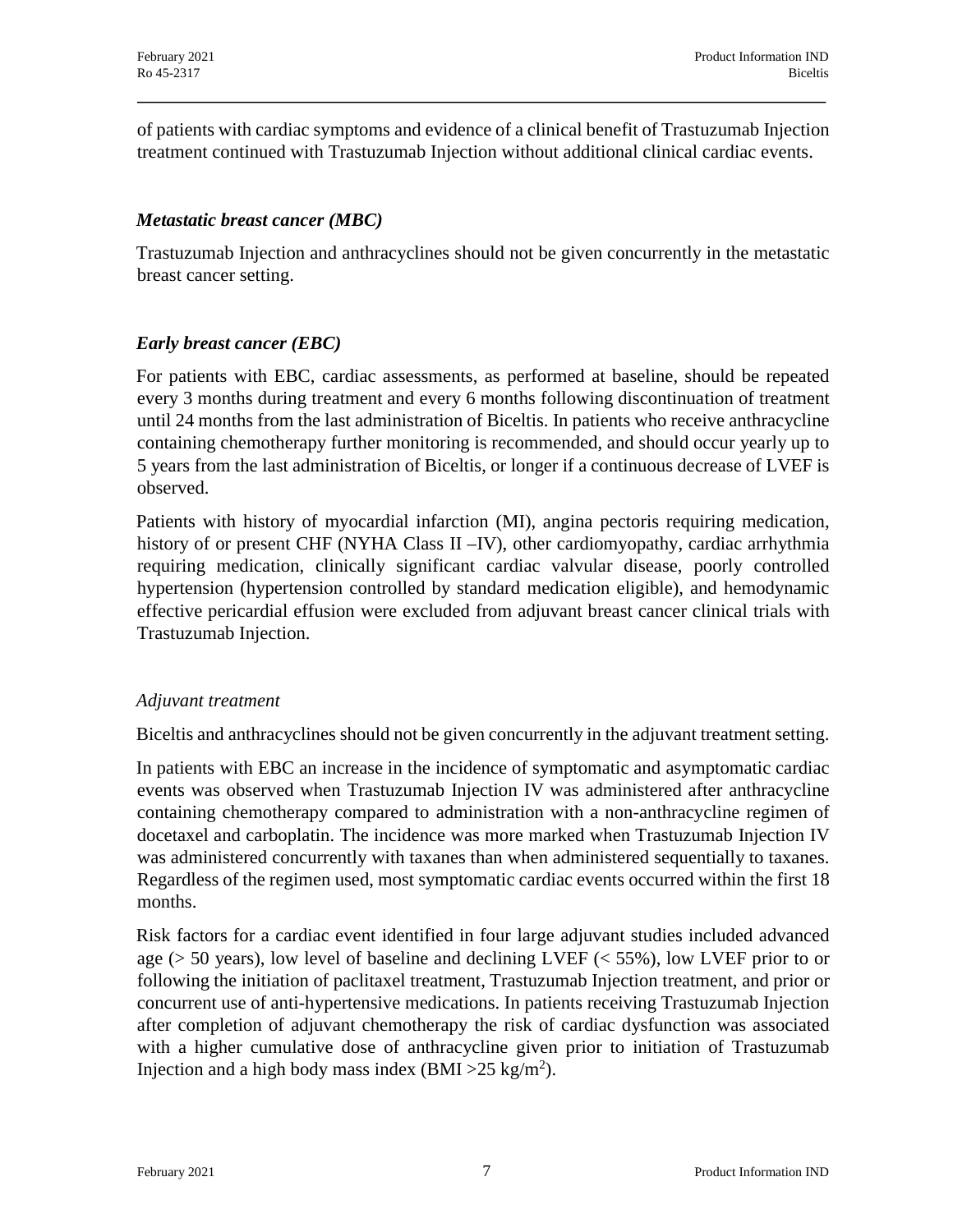of patients with cardiac symptoms and evidence of a clinical benefit of Trastuzumab Injection treatment continued with Trastuzumab Injection without additional clinical cardiac events.

### *Metastatic breast cancer (MBC)*

Trastuzumab Injection and anthracyclines should not be given concurrently in the metastatic breast cancer setting.

### *Early breast cancer (EBC)*

For patients with EBC, cardiac assessments, as performed at baseline, should be repeated every 3 months during treatment and every 6 months following discontinuation of treatment until 24 months from the last administration of Biceltis. In patients who receive anthracycline containing chemotherapy further monitoring is recommended, and should occur yearly up to 5 years from the last administration of Biceltis, or longer if a continuous decrease of LVEF is observed.

Patients with history of myocardial infarction (MI), angina pectoris requiring medication, history of or present CHF (NYHA Class II –IV), other cardiomyopathy, cardiac arrhythmia requiring medication, clinically significant cardiac valvular disease, poorly controlled hypertension (hypertension controlled by standard medication eligible), and hemodynamic effective pericardial effusion were excluded from adjuvant breast cancer clinical trials with Trastuzumab Injection.

#### *Adjuvant treatment*

Biceltis and anthracyclines should not be given concurrently in the adjuvant treatment setting.

In patients with EBC an increase in the incidence of symptomatic and asymptomatic cardiac events was observed when Trastuzumab Injection IV was administered after anthracycline containing chemotherapy compared to administration with a non-anthracycline regimen of docetaxel and carboplatin. The incidence was more marked when Trastuzumab Injection IV was administered concurrently with taxanes than when administered sequentially to taxanes. Regardless of the regimen used, most symptomatic cardiac events occurred within the first 18 months.

Risk factors for a cardiac event identified in four large adjuvant studies included advanced age (> 50 years), low level of baseline and declining LVEF (< 55%), low LVEF prior to or following the initiation of paclitaxel treatment, Trastuzumab Injection treatment, and prior or concurrent use of anti-hypertensive medications. In patients receiving Trastuzumab Injection after completion of adjuvant chemotherapy the risk of cardiac dysfunction was associated with a higher cumulative dose of anthracycline given prior to initiation of Trastuzumab Injection and a high body mass index (BMI >25 kg/$m^2$).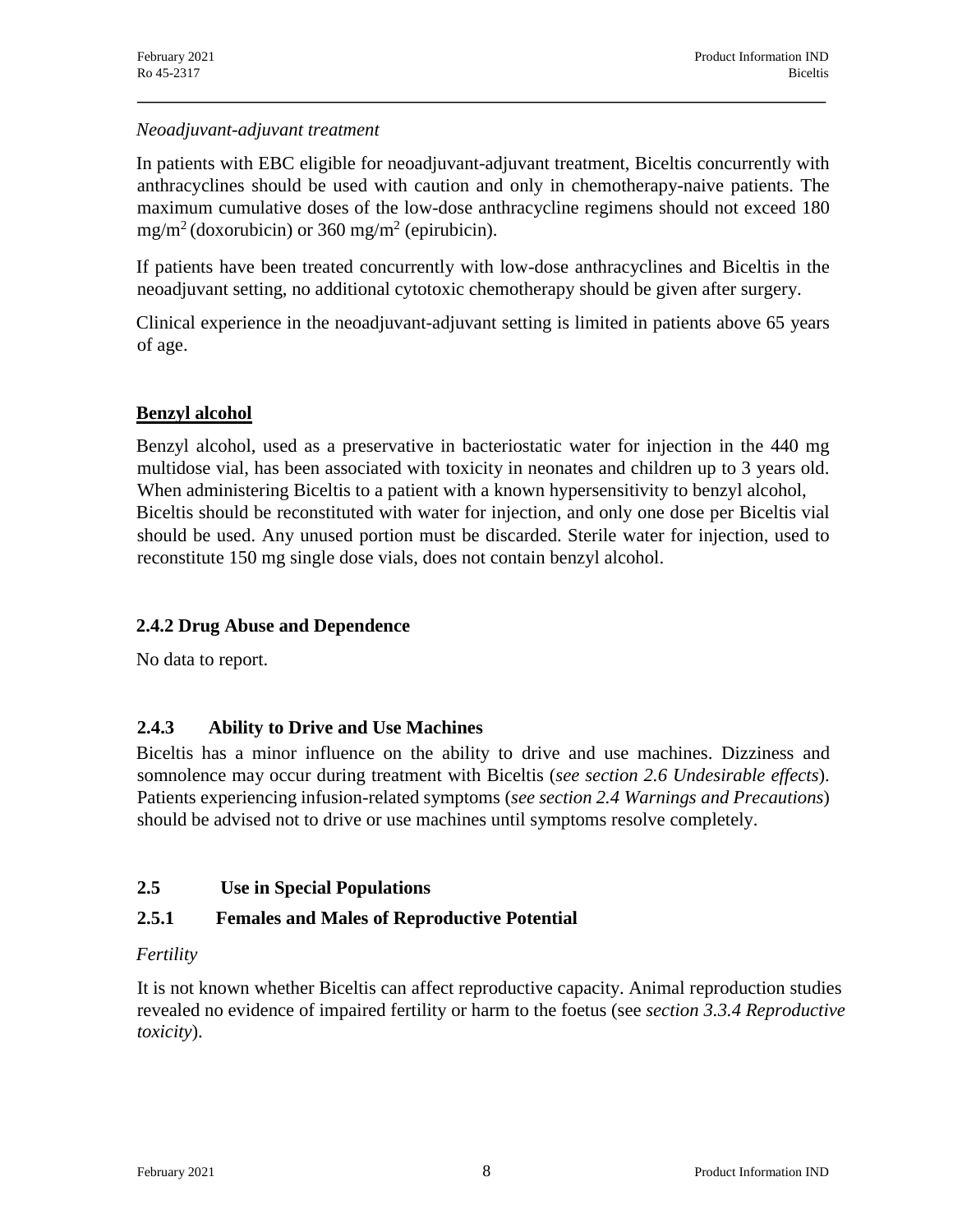*Neoadjuvant-adjuvant treatment*

In patients with EBC eligible for neoadjuvant-adjuvant treatment, Biceltis concurrently with anthracyclines should be used with caution and only in chemotherapy-naive patients. The maximum cumulative doses of the low-dose anthracycline regimens should not exceed 180 $mg/m^2$ (doxorubicin) or 360 $mg/m^2$ (epirubicin).

If patients have been treated concurrently with low-dose anthracyclines and Biceltis in the neoadjuvant setting, no additional cytotoxic chemotherapy should be given after surgery.

Clinical experience in the neoadjuvant-adjuvant setting is limited in patients above 65 years of age.

**Benzyl alcohol**

Benzyl alcohol, used as a preservative in bacteriostatic water for injection in the 440 mg multidose vial, has been associated with toxicity in neonates and children up to 3 years old. When administering Biceltis to a patient with a known hypersensitivity to benzyl alcohol, Biceltis should be reconstituted with water for injection, and only one dose per Biceltis vial should be used. Any unused portion must be discarded. Sterile water for injection, used to reconstitute 150 mg single dose vials, does not contain benzyl alcohol.

### 2.4.2 Drug Abuse and Dependence

No data to report.

### 2.4.3 Ability to Drive and Use Machines

Biceltis has a minor influence on the ability to drive and use machines. Dizziness and somnolence may occur during treatment with Biceltis (*see section 2.6 Undesirable effects*). Patients experiencing infusion-related symptoms (*see section 2.4 Warnings and Precautions*) should be advised not to drive or use machines until symptoms resolve completely.

## 2.5 Use in Special Populations

### 2.5.1 Females and Males of Reproductive Potential

*Fertility*

It is not known whether Biceltis can affect reproductive capacity. Animal reproduction studies revealed no evidence of impaired fertility or harm to the foetus (see *section 3.3.4 Reproductive toxicity*).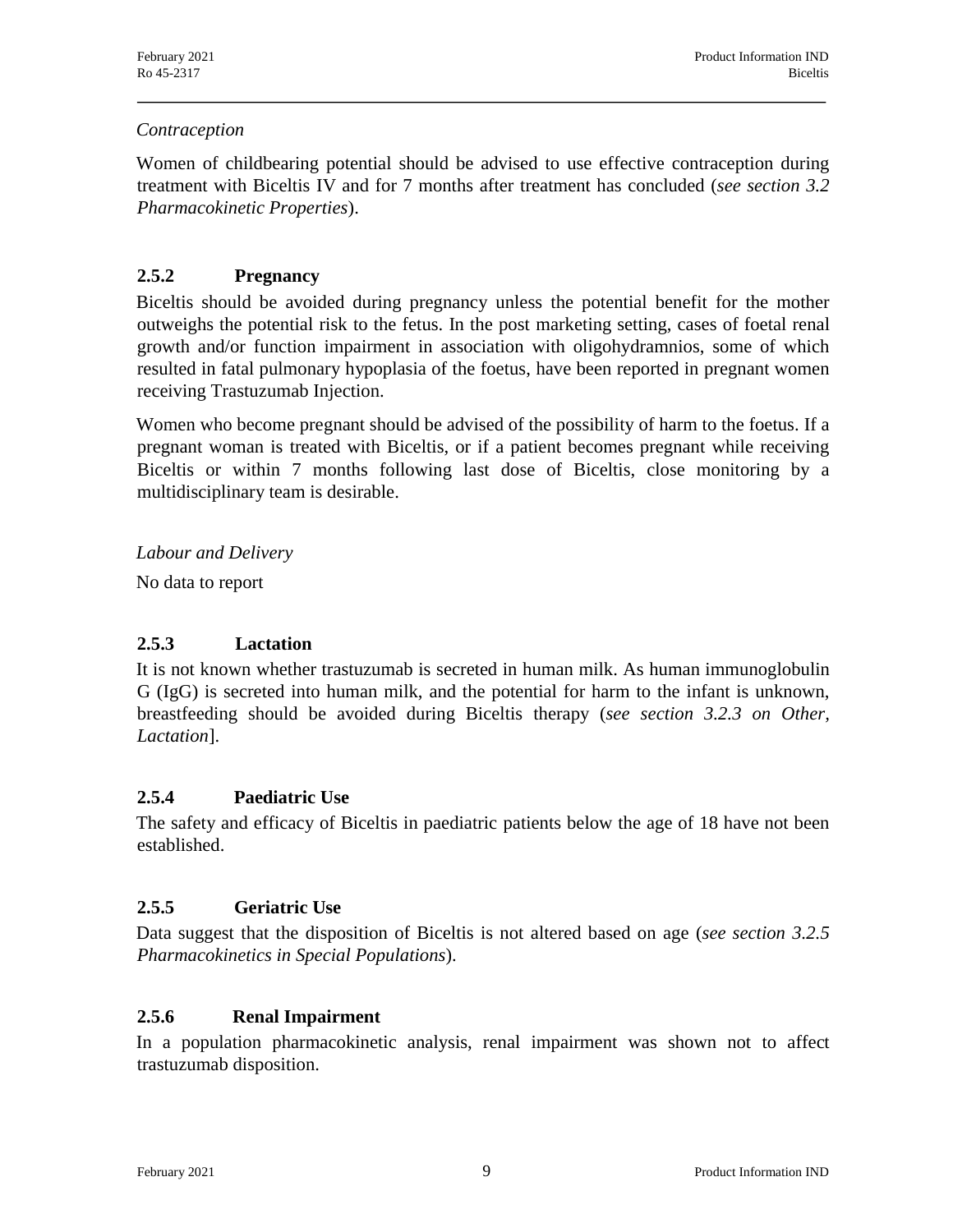*Contraception*

Women of childbearing potential should be advised to use effective contraception during treatment with Biceltis IV and for 7 months after treatment has concluded (*see section 3.2 Pharmacokinetic Properties*).

### 2.5.2 Pregnancy

Biceltis should be avoided during pregnancy unless the potential benefit for the mother outweighs the potential risk to the fetus. In the post marketing setting, cases of foetal renal growth and/or function impairment in association with oligohydramnios, some of which resulted in fatal pulmonary hypoplasia of the foetus, have been reported in pregnant women receiving Trastuzumab Injection.

Women who become pregnant should be advised of the possibility of harm to the foetus. If a pregnant woman is treated with Biceltis, or if a patient becomes pregnant while receiving Biceltis or within 7 months following last dose of Biceltis, close monitoring by a multidisciplinary team is desirable.

*Labour and Delivery*

No data to report

### 2.5.3 Lactation

It is not known whether trastuzumab is secreted in human milk. As human immunoglobulin G (IgG) is secreted into human milk, and the potential for harm to the infant is unknown, breastfeeding should be avoided during Biceltis therapy (*see section 3.2.3 on Other, Lactation*].

### 2.5.4 Paediatric Use

The safety and efficacy of Biceltis in paediatric patients below the age of 18 have not been established.

### 2.5.5 Geriatric Use

Data suggest that the disposition of Biceltis is not altered based on age (*see section 3.2.5 Pharmacokinetics in Special Populations*).

### 2.5.6 Renal Impairment

In a population pharmacokinetic analysis, renal impairment was shown not to affect trastuzumab disposition.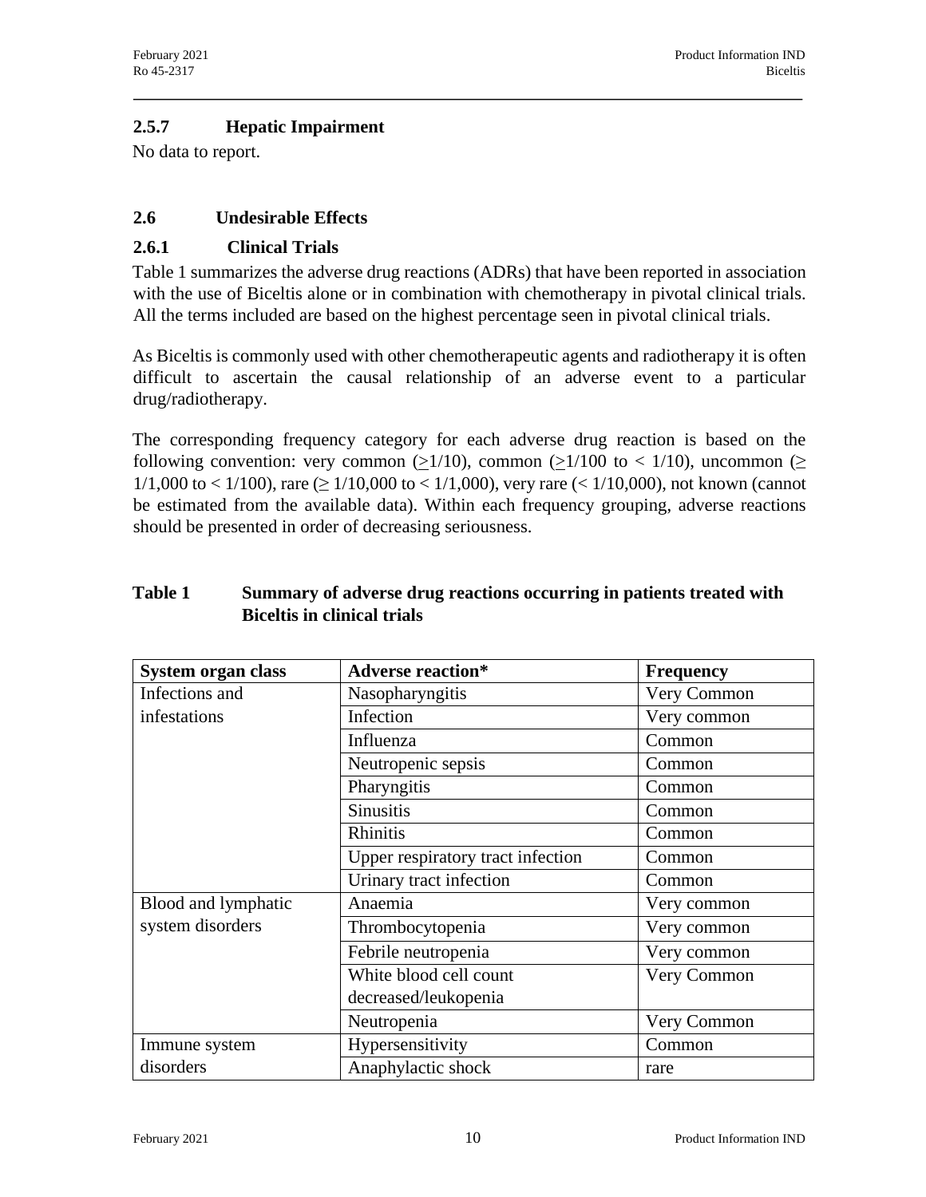### 2.5.7 Hepatic Impairment

No data to report.

## 2.6 Undesirable Effects

### 2.6.1 Clinical Trials

Table 1 summarizes the adverse drug reactions (ADRs) that have been reported in association with the use of Biceltis alone or in combination with chemotherapy in pivotal clinical trials. All the terms included are based on the highest percentage seen in pivotal clinical trials.

As Biceltis is commonly used with other chemotherapeutic agents and radiotherapy it is often difficult to ascertain the causal relationship of an adverse event to a particular drug/radiotherapy.

The corresponding frequency category for each adverse drug reaction is based on the following convention: very common ($\geq$1/10), common ($\geq$1/100 to < 1/10), uncommon ($\geq$ 1/1,000 to < 1/100), rare ($\geq$ 1/10,000 to < 1/1,000), very rare (< 1/10,000), not known (cannot be estimated from the available data). Within each frequency grouping, adverse reactions should be presented in order of decreasing seriousness.

**Table 1 Summary of adverse drug reactions occurring in patients treated with Biceltis in clinical trials**

| System organ class | Adverse reaction* | Frequency |
|---|---|---|
| Infections and infestations | Nasopharyngitis | Very Common |
| | Infection | Very common |
| | Influenza | Common |
| | Neutropenic sepsis | Common |
| | Pharyngitis | Common |
| | Sinusitis | Common |
| | Rhinitis | Common |
| | Upper respiratory tract infection | Common |
| | Urinary tract infection | Common |
| Blood and lymphatic system disorders | Anaemia | Very common |
| | Thrombocytopenia | Very common |
| | Febrile neutropenia | Very common |
| | White blood cell count decreased/leukopenia | Very Common |
| | Neutropenia | Very Common |
| Immune system disorders | Hypersensitivity | Common |
| | Anaphylactic shock | rare |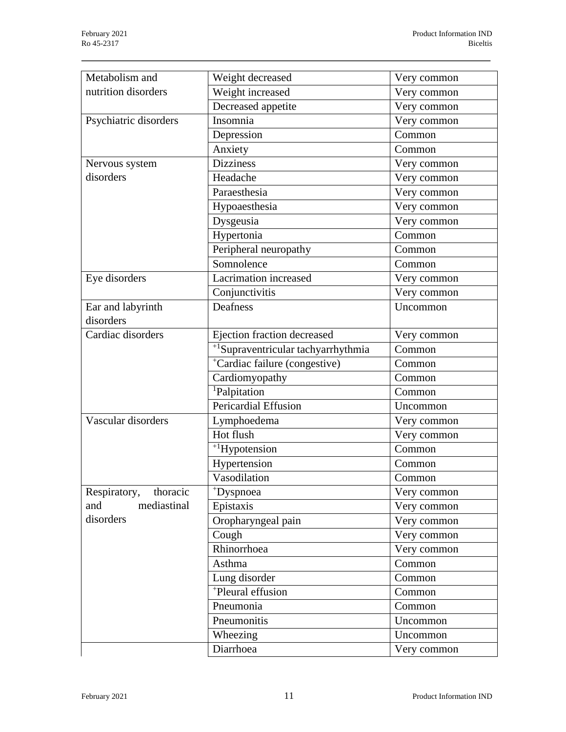| | | |
|---|---|---|
| Metabolism and nutrition disorders | Weight decreased | Very common |
| | Weight increased | Very common |
| | Decreased appetite | Very common |
| Psychiatric disorders | Insomnia | Very common |
| | Depression | Common |
| | Anxiety | Common |
| Nervous system disorders | Dizziness | Very common |
| | Headache | Very common |
| | Paraesthesia | Very common |
| | Hypoaesthesia | Very common |
| | Dysgeusia | Very common |
| | Hypertonia | Common |
| | Peripheral neuropathy | Common |
| | Somnolence | Common |
| Eye disorders | Lacrimation increased | Very common |
| | Conjunctivitis | Very common |
| Ear and labyrinth disorders | Deafness | Uncommon |
| Cardiac disorders | Ejection fraction decreased | Very common |
| | [+1]Supraventricular tachyarrhythmia | Common |
| | [+]Cardiac failure (congestive) | Common |
| | Cardiomyopathy | Common |
| | [1]Palpitation | Common |
| | Pericardial Effusion | Uncommon |
| Vascular disorders | Lymphoedema | Very common |
| | Hot flush | Very common |
| | [+1]Hypotension | Common |
| | Hypertension | Common |
| | Vasodilation | Common |
| Respiratory, thoracic and mediastinal disorders | [+]Dyspnoea | Very common |
| | Epistaxis | Very common |
| | Oropharyngeal pain | Very common |
| | Cough | Very common |
| | Rhinorrhoea | Very common |
| | Asthma | Common |
| | Lung disorder | Common |
| | [+]Pleural effusion | Common |
| | Pneumonia | Common |
| | Pneumonitis | Uncommon |
| | Wheezing | Uncommon |
| | Diarrhoea | Very common |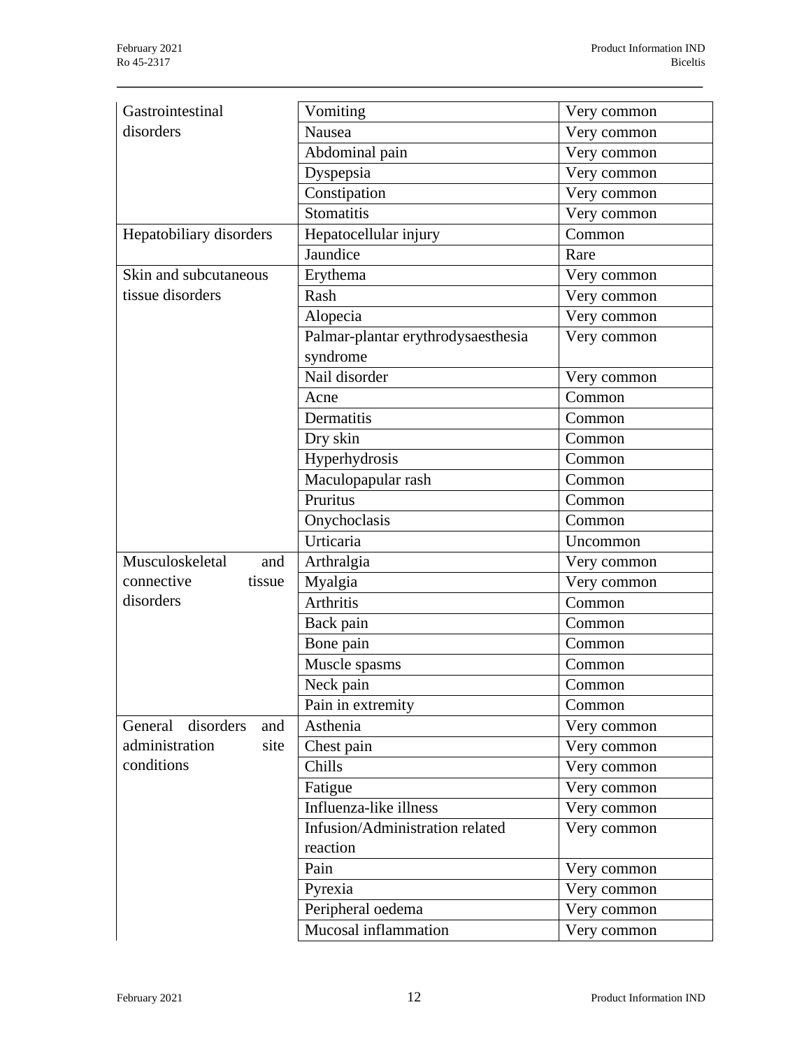| | | |
|---|---|---|
| Gastrointestinal disorders | Vomiting | Very common |
| | Nausea | Very common |
| | Abdominal pain | Very common |
| | Dyspepsia | Very common |
| | Constipation | Very common |
| | Stomatitis | Very common |
| Hepatobiliary disorders | Hepatocellular injury | Common |
| | Jaundice | Rare |
| Skin and subcutaneous tissue disorders | Erythema | Very common |
| | Rash | Very common |
| | Alopecia | Very common |
| | Palmar-plantar erythrodysaesthesia syndrome | Very common |
| | Nail disorder | Very common |
| | Acne | Common |
| | Dermatitis | Common |
| | Dry skin | Common |
| | Hyperhydrosis | Common |
| | Maculopapular rash | Common |
| | Pruritus | Common |
| | Onychoclasis | Common |
| | Urticaria | Uncommon |
| Musculoskeletal and connective tissue disorders | Arthralgia | Very common |
| | Myalgia | Very common |
| | Arthritis | Common |
| | Back pain | Common |
| | Bone pain | Common |
| | Muscle spasms | Common |
| | Neck pain | Common |
| | Pain in extremity | Common |
| General disorders and administration site conditions | Asthenia | Very common |
| | Chest pain | Very common |
| | Chills | Very common |
| | Fatigue | Very common |
| | Influenza-like illness | Very common |
| | Infusion/Administration related reaction | Very common |
| | Pain | Very common |
| | Pyrexia | Very common |
| | Peripheral oedema | Very common |
| | Mucosal inflammation | Very common |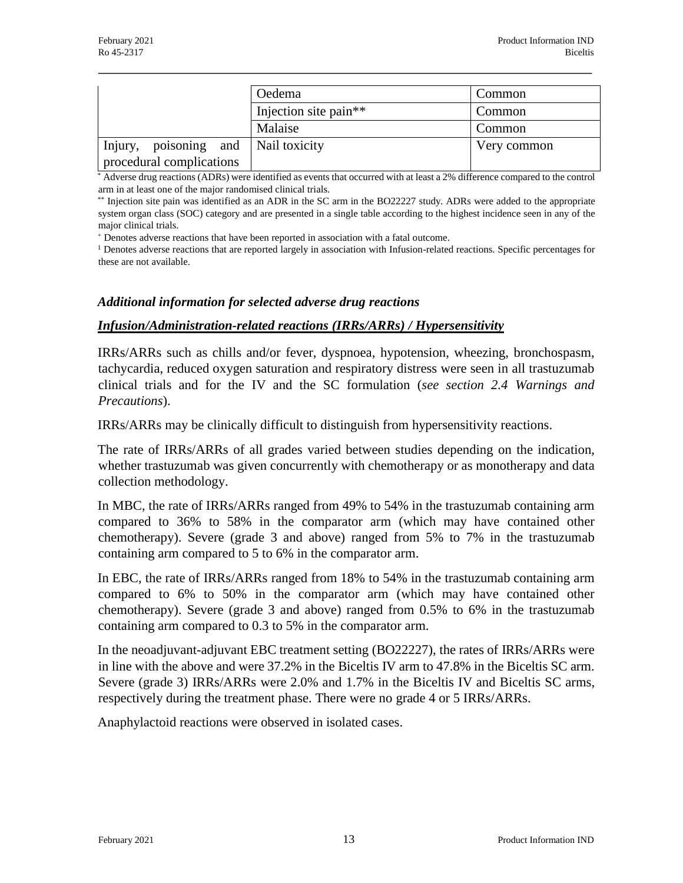| | | |
|---|---|---|
| | Oedema | Common |
| | Injection site pain** | Common |
| | Malaise | Common |
| Injury, poisoning and procedural complications | Nail toxicity | Very common |

* Adverse drug reactions (ADRs) were identified as events that occurred with at least a 2% difference compared to the control arm in at least one of the major randomised clinical trials.

** Injection site pain was identified as an ADR in the SC arm in the BO22227 study. ADRs were added to the appropriate system organ class (SOC) category and are presented in a single table according to the highest incidence seen in any of the major clinical trials.

+ Denotes adverse reactions that have been reported in association with a fatal outcome.

[1] Denotes adverse reactions that are reported largely in association with Infusion-related reactions. Specific percentages for these are not available.

### *Additional information for selected adverse drug reactions*

#### ***Infusion/Administration-related reactions (IRRs/ARRs) / Hypersensitivity***

IRRs/ARRs such as chills and/or fever, dyspnoea, hypotension, wheezing, bronchospasm, tachycardia, reduced oxygen saturation and respiratory distress were seen in all trastuzumab clinical trials and for the IV and the SC formulation (*see section 2.4 Warnings and Precautions*).

IRRs/ARRs may be clinically difficult to distinguish from hypersensitivity reactions.

The rate of IRRs/ARRs of all grades varied between studies depending on the indication, whether trastuzumab was given concurrently with chemotherapy or as monotherapy and data collection methodology.

In MBC, the rate of IRRs/ARRs ranged from 49% to 54% in the trastuzumab containing arm compared to 36% to 58% in the comparator arm (which may have contained other chemotherapy). Severe (grade 3 and above) ranged from 5% to 7% in the trastuzumab containing arm compared to 5 to 6% in the comparator arm.

In EBC, the rate of IRRs/ARRs ranged from 18% to 54% in the trastuzumab containing arm compared to 6% to 50% in the comparator arm (which may have contained other chemotherapy). Severe (grade 3 and above) ranged from 0.5% to 6% in the trastuzumab containing arm compared to 0.3 to 5% in the comparator arm.

In the neoadjuvant-adjuvant EBC treatment setting (BO22227), the rates of IRRs/ARRs were in line with the above and were 37.2% in the Biceltis IV arm to 47.8% in the Biceltis SC arm. Severe (grade 3) IRRs/ARRs were 2.0% and 1.7% in the Biceltis IV and Biceltis SC arms, respectively during the treatment phase. There were no grade 4 or 5 IRRs/ARRs.

Anaphylactoid reactions were observed in isolated cases.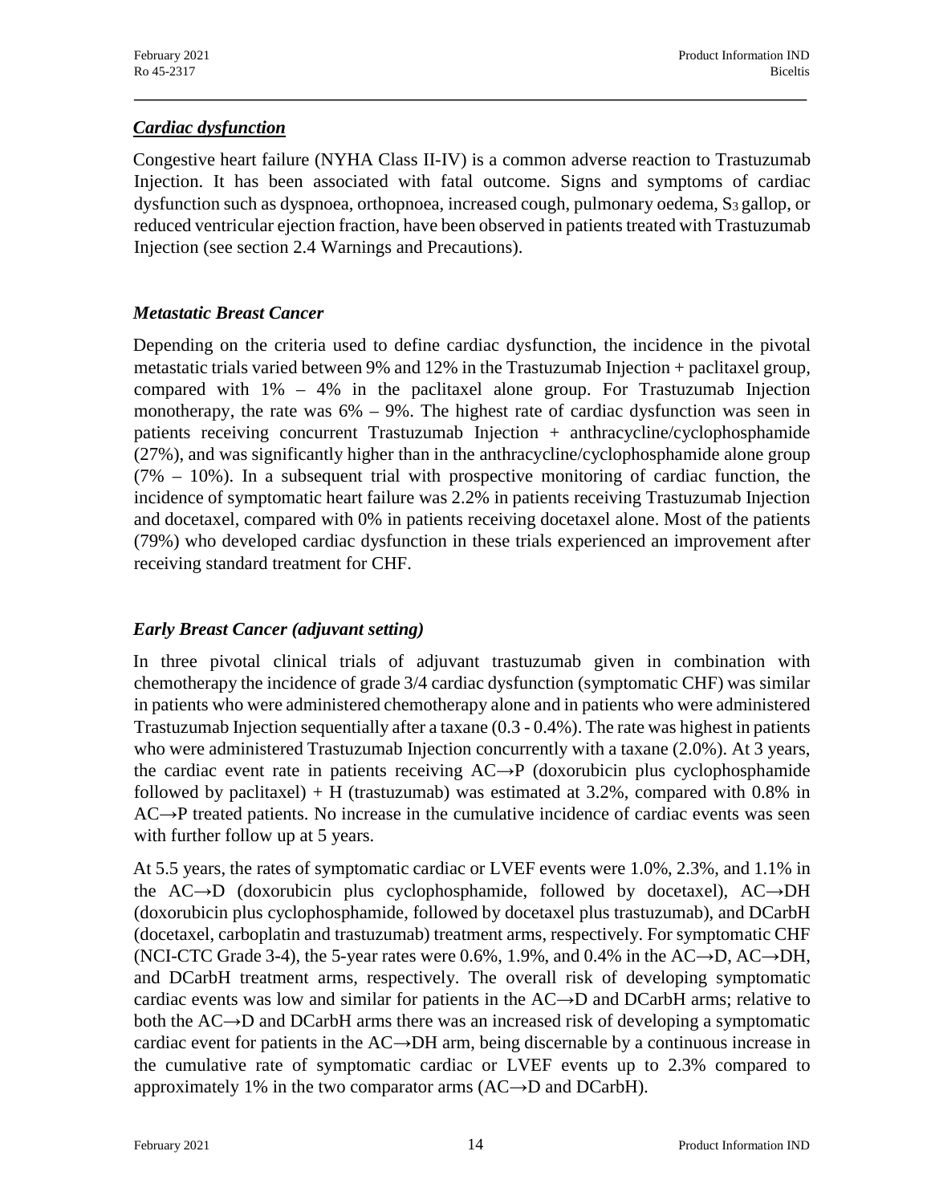***Cardiac dysfunction***

Congestive heart failure (NYHA Class II-IV) is a common adverse reaction to Trastuzumab Injection. It has been associated with fatal outcome. Signs and symptoms of cardiac dysfunction such as dyspnoea, orthopnoea, increased cough, pulmonary oedema, $S_3$ gallop, or reduced ventricular ejection fraction, have been observed in patients treated with Trastuzumab Injection (see section 2.4 Warnings and Precautions).

***Metastatic Breast Cancer***

Depending on the criteria used to define cardiac dysfunction, the incidence in the pivotal metastatic trials varied between 9% and 12% in the Trastuzumab Injection + paclitaxel group, compared with 1% – 4% in the paclitaxel alone group. For Trastuzumab Injection monotherapy, the rate was 6% – 9%. The highest rate of cardiac dysfunction was seen in patients receiving concurrent Trastuzumab Injection + anthracycline/cyclophosphamide (27%), and was significantly higher than in the anthracycline/cyclophosphamide alone group (7% – 10%). In a subsequent trial with prospective monitoring of cardiac function, the incidence of symptomatic heart failure was 2.2% in patients receiving Trastuzumab Injection and docetaxel, compared with 0% in patients receiving docetaxel alone. Most of the patients (79%) who developed cardiac dysfunction in these trials experienced an improvement after receiving standard treatment for CHF.

***Early Breast Cancer (adjuvant setting)***

In three pivotal clinical trials of adjuvant trastuzumab given in combination with chemotherapy the incidence of grade 3/4 cardiac dysfunction (symptomatic CHF) was similar in patients who were administered chemotherapy alone and in patients who were administered Trastuzumab Injection sequentially after a taxane (0.3 - 0.4%). The rate was highest in patients who were administered Trastuzumab Injection concurrently with a taxane (2.0%). At 3 years, the cardiac event rate in patients receiving AC→P (doxorubicin plus cyclophosphamide followed by paclitaxel) + H (trastuzumab) was estimated at 3.2%, compared with 0.8% in AC→P treated patients. No increase in the cumulative incidence of cardiac events was seen with further follow up at 5 years.

At 5.5 years, the rates of symptomatic cardiac or LVEF events were 1.0%, 2.3%, and 1.1% in the AC→D (doxorubicin plus cyclophosphamide, followed by docetaxel), AC→DH (doxorubicin plus cyclophosphamide, followed by docetaxel plus trastuzumab), and DCarbH (docetaxel, carboplatin and trastuzumab) treatment arms, respectively. For symptomatic CHF (NCI-CTC Grade 3-4), the 5-year rates were 0.6%, 1.9%, and 0.4% in the AC→D, AC→DH, and DCarbH treatment arms, respectively. The overall risk of developing symptomatic cardiac events was low and similar for patients in the AC→D and DCarbH arms; relative to both the AC→D and DCarbH arms there was an increased risk of developing a symptomatic cardiac event for patients in the AC→DH arm, being discernable by a continuous increase in the cumulative rate of symptomatic cardiac or LVEF events up to 2.3% compared to approximately 1% in the two comparator arms (AC→D and DCarbH).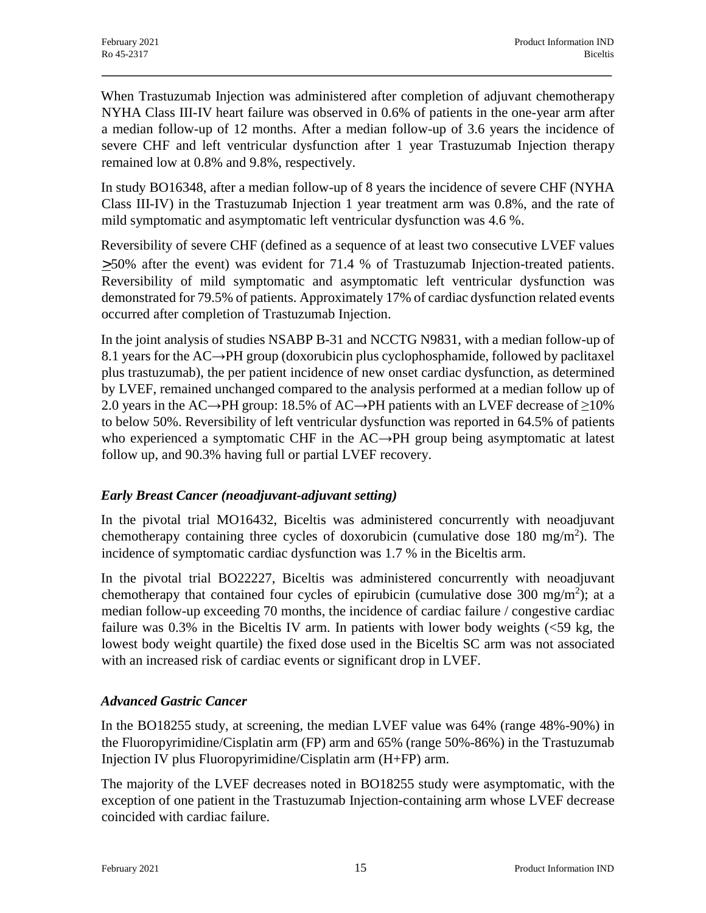When Trastuzumab Injection was administered after completion of adjuvant chemotherapy NYHA Class III-IV heart failure was observed in 0.6% of patients in the one-year arm after a median follow-up of 12 months. After a median follow-up of 3.6 years the incidence of severe CHF and left ventricular dysfunction after 1 year Trastuzumab Injection therapy remained low at 0.8% and 9.8%, respectively.

In study BO16348, after a median follow-up of 8 years the incidence of severe CHF (NYHA Class III-IV) in the Trastuzumab Injection 1 year treatment arm was 0.8%, and the rate of mild symptomatic and asymptomatic left ventricular dysfunction was 4.6 %.

Reversibility of severe CHF (defined as a sequence of at least two consecutive LVEF values ≥50% after the event) was evident for 71.4 % of Trastuzumab Injection-treated patients. Reversibility of mild symptomatic and asymptomatic left ventricular dysfunction was demonstrated for 79.5% of patients. Approximately 17% of cardiac dysfunction related events occurred after completion of Trastuzumab Injection.

In the joint analysis of studies NSABP B-31 and NCCTG N9831, with a median follow-up of 8.1 years for the AC→PH group (doxorubicin plus cyclophosphamide, followed by paclitaxel plus trastuzumab), the per patient incidence of new onset cardiac dysfunction, as determined by LVEF, remained unchanged compared to the analysis performed at a median follow up of 2.0 years in the AC→PH group: 18.5% of AC→PH patients with an LVEF decrease of ≥10% to below 50%. Reversibility of left ventricular dysfunction was reported in 64.5% of patients who experienced a symptomatic CHF in the AC→PH group being asymptomatic at latest follow up, and 90.3% having full or partial LVEF recovery.

### *Early Breast Cancer (neoadjuvant-adjuvant setting)*

In the pivotal trial MO16432, Biceltis was administered concurrently with neoadjuvant chemotherapy containing three cycles of doxorubicin (cumulative dose 180 mg/m$^2$). The incidence of symptomatic cardiac dysfunction was 1.7 % in the Biceltis arm.

In the pivotal trial BO22227, Biceltis was administered concurrently with neoadjuvant chemotherapy that contained four cycles of epirubicin (cumulative dose 300 mg/m$^2$); at a median follow-up exceeding 70 months, the incidence of cardiac failure / congestive cardiac failure was 0.3% in the Biceltis IV arm. In patients with lower body weights (<59 kg, the lowest body weight quartile) the fixed dose used in the Biceltis SC arm was not associated with an increased risk of cardiac events or significant drop in LVEF.

### *Advanced Gastric Cancer*

In the BO18255 study, at screening, the median LVEF value was 64% (range 48%-90%) in the Fluoropyrimidine/Cisplatin arm (FP) arm and 65% (range 50%-86%) in the Trastuzumab Injection IV plus Fluoropyrimidine/Cisplatin arm (H+FP) arm.

The majority of the LVEF decreases noted in BO18255 study were asymptomatic, with the exception of one patient in the Trastuzumab Injection-containing arm whose LVEF decrease coincided with cardiac failure.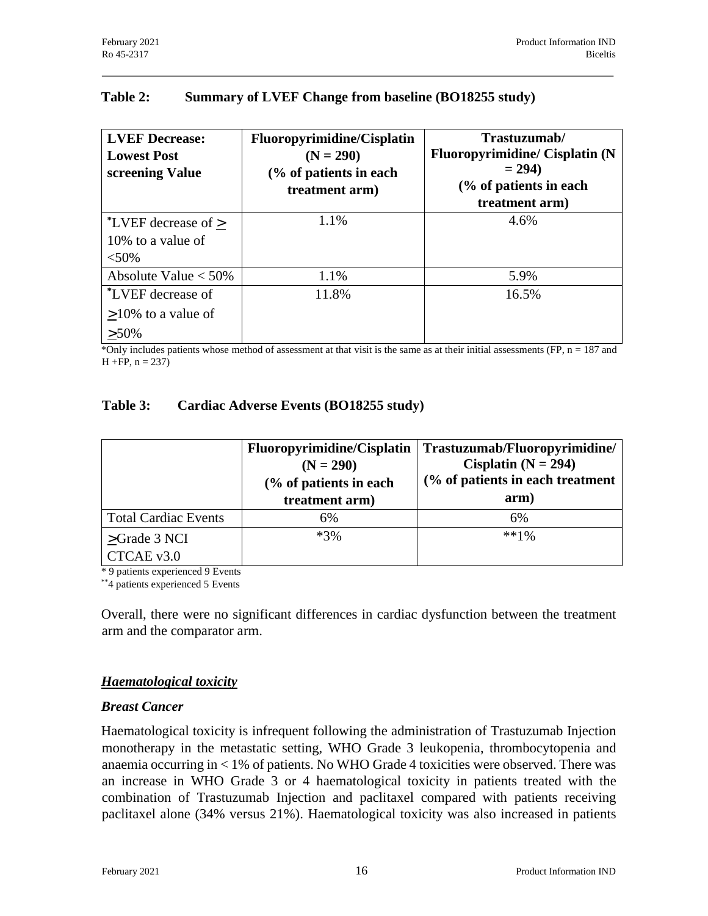**Table 2: Summary of LVEF Change from baseline (BO18255 study)**

| LVEF Decrease: Lowest Post screening Value | Fluoropyrimidine/Cisplatin (N = 290) (% of patients in each treatment arm) | Trastuzumab/ Fluoropyrimidine/ Cisplatin (N = 294) (% of patients in each treatment arm) |
|---|---|---|
| *LVEF decrease of ≥ 10% to a value of <50% | 1.1% | 4.6% |
| Absolute Value < 50% | 1.1% | 5.9% |
| *LVEF decrease of ≥10% to a value of ≥50% | 11.8% | 16.5% |

*Only includes patients whose method of assessment at that visit is the same as at their initial assessments (FP, n = 187 and H +FP, n = 237)

**Table 3: Cardiac Adverse Events (BO18255 study)**

| | Fluoropyrimidine/Cisplatin (N = 290) (% of patients in each treatment arm) | Trastuzumab/Fluoropyrimidine/ Cisplatin (N = 294) (% of patients in each treatment arm) |
|---|---|---|
| Total Cardiac Events | 6% | 6% |
| ≥Grade 3 NCI CTCAE v3.0 | *3% | **1% |

* 9 patients experienced 9 Events
** 4 patients experienced 5 Events

Overall, there were no significant differences in cardiac dysfunction between the treatment arm and the comparator arm.

***Haematological toxicity***

***Breast Cancer***

Haematological toxicity is infrequent following the administration of Trastuzumab Injection monotherapy in the metastatic setting, WHO Grade 3 leukopenia, thrombocytopenia and anaemia occurring in < 1% of patients. No WHO Grade 4 toxicities were observed. There was an increase in WHO Grade 3 or 4 haematological toxicity in patients treated with the combination of Trastuzumab Injection and paclitaxel compared with patients receiving paclitaxel alone (34% versus 21%). Haematological toxicity was also increased in patients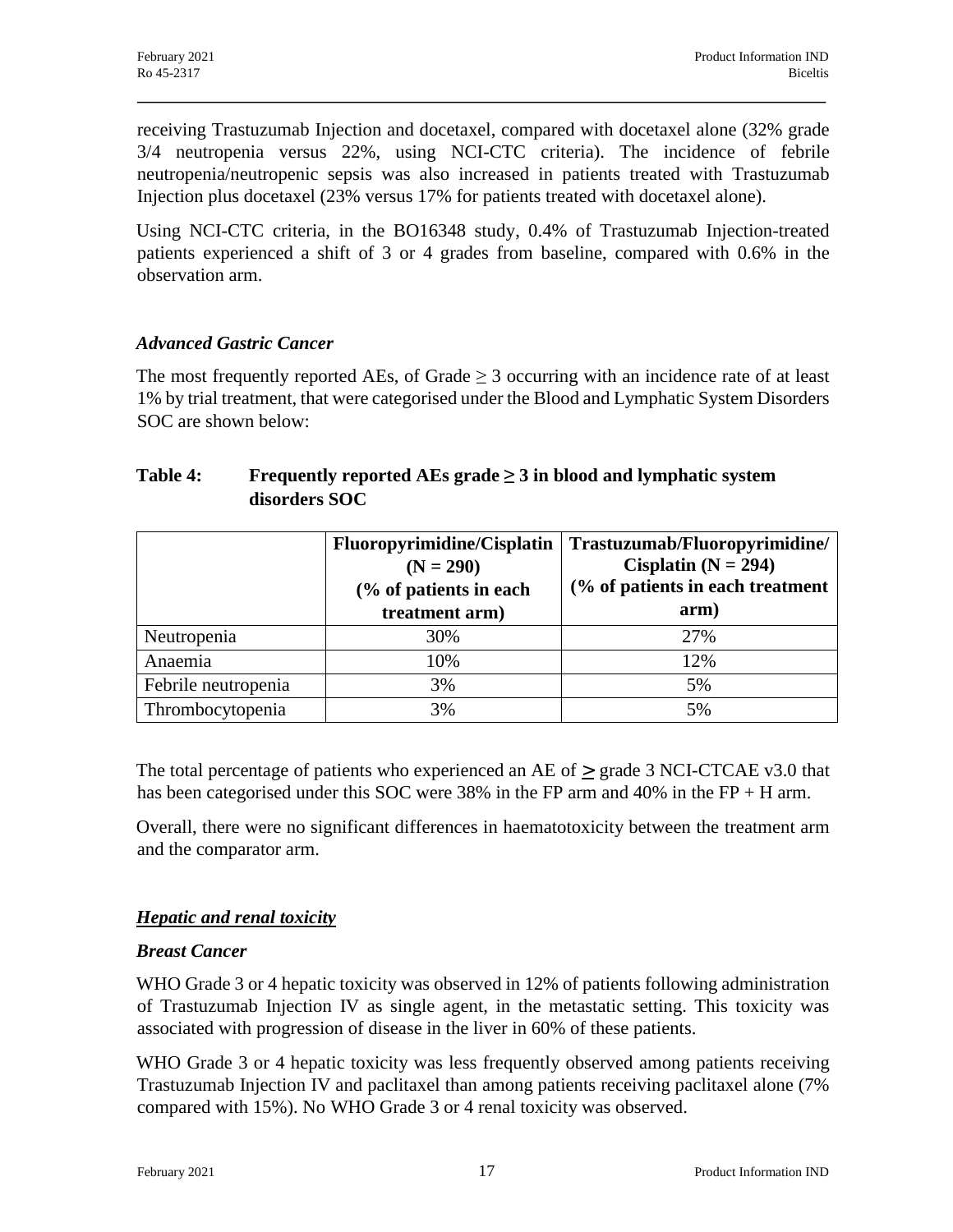receiving Trastuzumab Injection and docetaxel, compared with docetaxel alone (32% grade 3/4 neutropenia versus 22%, using NCI-CTC criteria). The incidence of febrile neutropenia/neutropenic sepsis was also increased in patients treated with Trastuzumab Injection plus docetaxel (23% versus 17% for patients treated with docetaxel alone).

Using NCI-CTC criteria, in the BO16348 study, 0.4% of Trastuzumab Injection-treated patients experienced a shift of 3 or 4 grades from baseline, compared with 0.6% in the observation arm.

### *Advanced Gastric Cancer*

The most frequently reported AEs, of Grade ≥ 3 occurring with an incidence rate of at least 1% by trial treatment, that were categorised under the Blood and Lymphatic System Disorders SOC are shown below:

**Table 4: Frequently reported AEs grade ≥ 3 in blood and lymphatic system disorders SOC**

| | **Fluoropyrimidine/Cisplatin (N = 290) (% of patients in each treatment arm)** | **Trastuzumab/Fluoropyrimidine/ Cisplatin (N = 294) (% of patients in each treatment arm)** |
|---|---|---|
| Neutropenia | 30% | 27% |
| Anaemia | 10% | 12% |
| Febrile neutropenia | 3% | 5% |
| Thrombocytopenia | 3% | 5% |

The total percentage of patients who experienced an AE of ≥ grade 3 NCI-CTCAE v3.0 that has been categorised under this SOC were 38% in the FP arm and 40% in the FP + H arm.

Overall, there were no significant differences in haematotoxicity between the treatment arm and the comparator arm.

### ***Hepatic and renal toxicity***

### *Breast Cancer*

WHO Grade 3 or 4 hepatic toxicity was observed in 12% of patients following administration of Trastuzumab Injection IV as single agent, in the metastatic setting. This toxicity was associated with progression of disease in the liver in 60% of these patients.

WHO Grade 3 or 4 hepatic toxicity was less frequently observed among patients receiving Trastuzumab Injection IV and paclitaxel than among patients receiving paclitaxel alone (7% compared with 15%). No WHO Grade 3 or 4 renal toxicity was observed.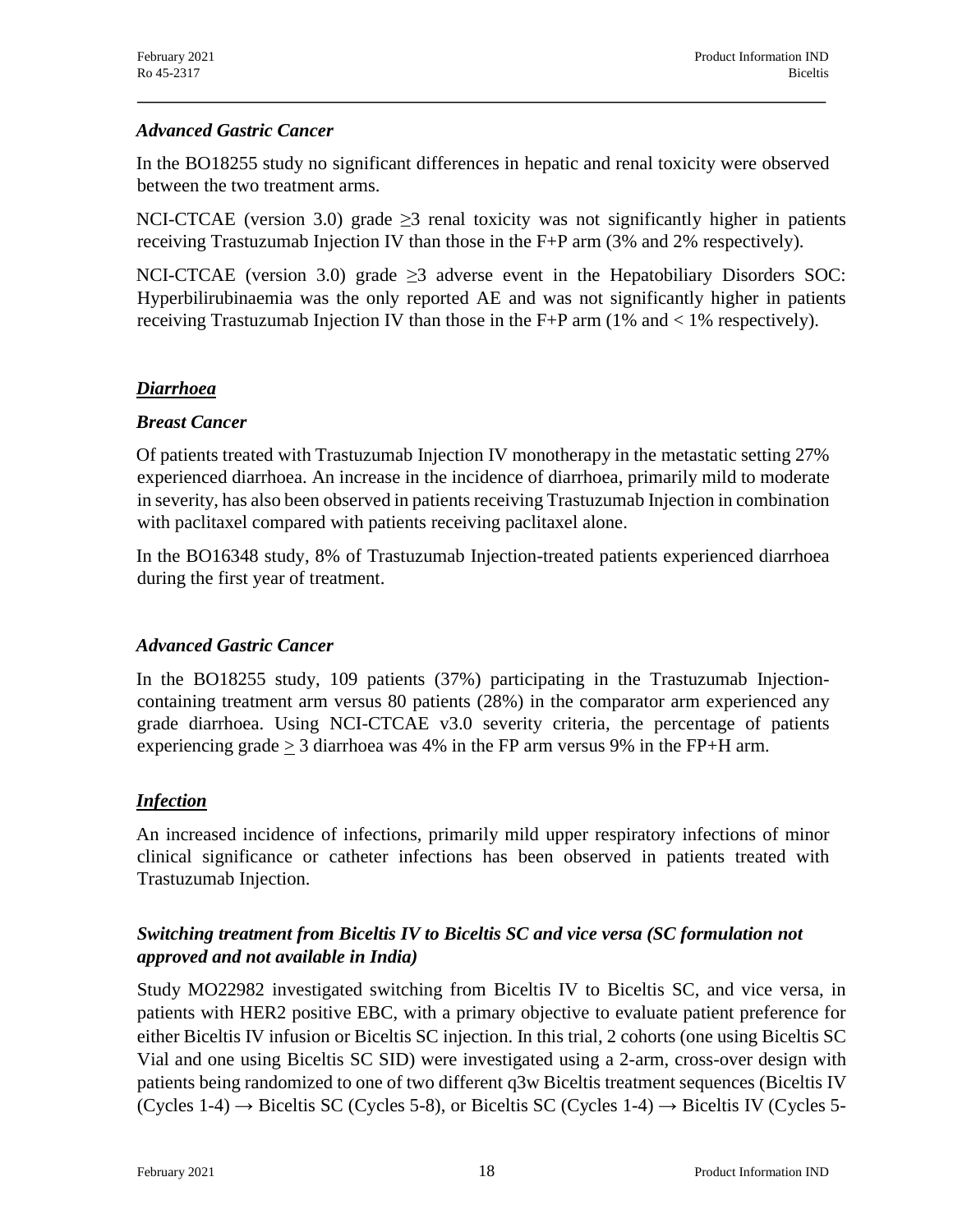### *Advanced Gastric Cancer*

In the BO18255 study no significant differences in hepatic and renal toxicity were observed between the two treatment arms.

NCI-CTCAE (version 3.0) grade $\geq$3 renal toxicity was not significantly higher in patients receiving Trastuzumab Injection IV than those in the F+P arm (3% and 2% respectively).

NCI-CTCAE (version 3.0) grade $\geq$3 adverse event in the Hepatobiliary Disorders SOC: Hyperbilirubinaemia was the only reported AE and was not significantly higher in patients receiving Trastuzumab Injection IV than those in the F+P arm (1% and < 1% respectively).

## ***Diarrhoea***

### *Breast Cancer*

Of patients treated with Trastuzumab Injection IV monotherapy in the metastatic setting 27% experienced diarrhoea. An increase in the incidence of diarrhoea, primarily mild to moderate in severity, has also been observed in patients receiving Trastuzumab Injection in combination with paclitaxel compared with patients receiving paclitaxel alone.

In the BO16348 study, 8% of Trastuzumab Injection-treated patients experienced diarrhoea during the first year of treatment.

### *Advanced Gastric Cancer*

In the BO18255 study, 109 patients (37%) participating in the Trastuzumab Injection-containing treatment arm versus 80 patients (28%) in the comparator arm experienced any grade diarrhoea. Using NCI-CTCAE v3.0 severity criteria, the percentage of patients experiencing grade $\geq$ 3 diarrhoea was 4% in the FP arm versus 9% in the FP+H arm.

## ***Infection***

An increased incidence of infections, primarily mild upper respiratory infections of minor clinical significance or catheter infections has been observed in patients treated with Trastuzumab Injection.

### *Switching treatment from Biceltis IV to Biceltis SC and vice versa (SC formulation not approved and not available in India)*

Study MO22982 investigated switching from Biceltis IV to Biceltis SC, and vice versa, in patients with HER2 positive EBC, with a primary objective to evaluate patient preference for either Biceltis IV infusion or Biceltis SC injection. In this trial, 2 cohorts (one using Biceltis SC Vial and one using Biceltis SC SID) were investigated using a 2-arm, cross-over design with patients being randomized to one of two different q3w Biceltis treatment sequences (Biceltis IV (Cycles 1-4) → Biceltis SC (Cycles 5-8), or Biceltis SC (Cycles 1-4) → Biceltis IV (Cycles 5-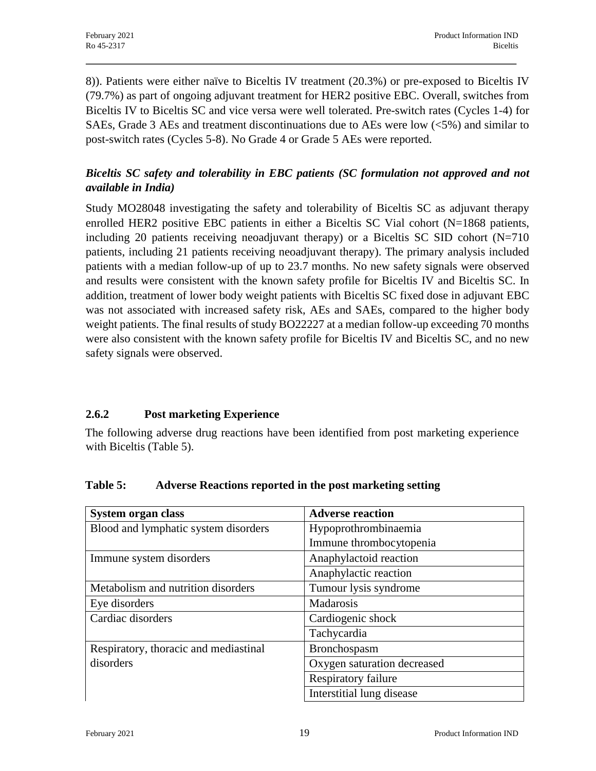8)). Patients were either naïve to Biceltis IV treatment (20.3%) or pre-exposed to Biceltis IV (79.7%) as part of ongoing adjuvant treatment for HER2 positive EBC. Overall, switches from Biceltis IV to Biceltis SC and vice versa were well tolerated. Pre-switch rates (Cycles 1-4) for SAEs, Grade 3 AEs and treatment discontinuations due to AEs were low (<5%) and similar to post-switch rates (Cycles 5-8). No Grade 4 or Grade 5 AEs were reported.

***Biceltis SC safety and tolerability in EBC patients (SC formulation not approved and not available in India)***

Study MO28048 investigating the safety and tolerability of Biceltis SC as adjuvant therapy enrolled HER2 positive EBC patients in either a Biceltis SC Vial cohort (N=1868 patients, including 20 patients receiving neoadjuvant therapy) or a Biceltis SC SID cohort (N=710 patients, including 21 patients receiving neoadjuvant therapy). The primary analysis included patients with a median follow-up of up to 23.7 months. No new safety signals were observed and results were consistent with the known safety profile for Biceltis IV and Biceltis SC. In addition, treatment of lower body weight patients with Biceltis SC fixed dose in adjuvant EBC was not associated with increased safety risk, AEs and SAEs, compared to the higher body weight patients. The final results of study BO22227 at a median follow-up exceeding 70 months were also consistent with the known safety profile for Biceltis IV and Biceltis SC, and no new safety signals were observed.

### 2.6.2 Post marketing Experience

The following adverse drug reactions have been identified from post marketing experience with Biceltis (Table 5).

**Table 5: Adverse Reactions reported in the post marketing setting**

| System organ class | Adverse reaction |
|---|---|
| Blood and lymphatic system disorders | Hypoprothrombinaemia |
| | Immune thrombocytopenia |
| Immune system disorders | Anaphylactoid reaction |
| | Anaphylactic reaction |
| Metabolism and nutrition disorders | Tumour lysis syndrome |
| Eye disorders | Madarosis |
| Cardiac disorders | Cardiogenic shock |
| | Tachycardia |
| Respiratory, thoracic and mediastinal disorders | Bronchospasm |
| | Oxygen saturation decreased |
| | Respiratory failure |
| | Interstitial lung disease |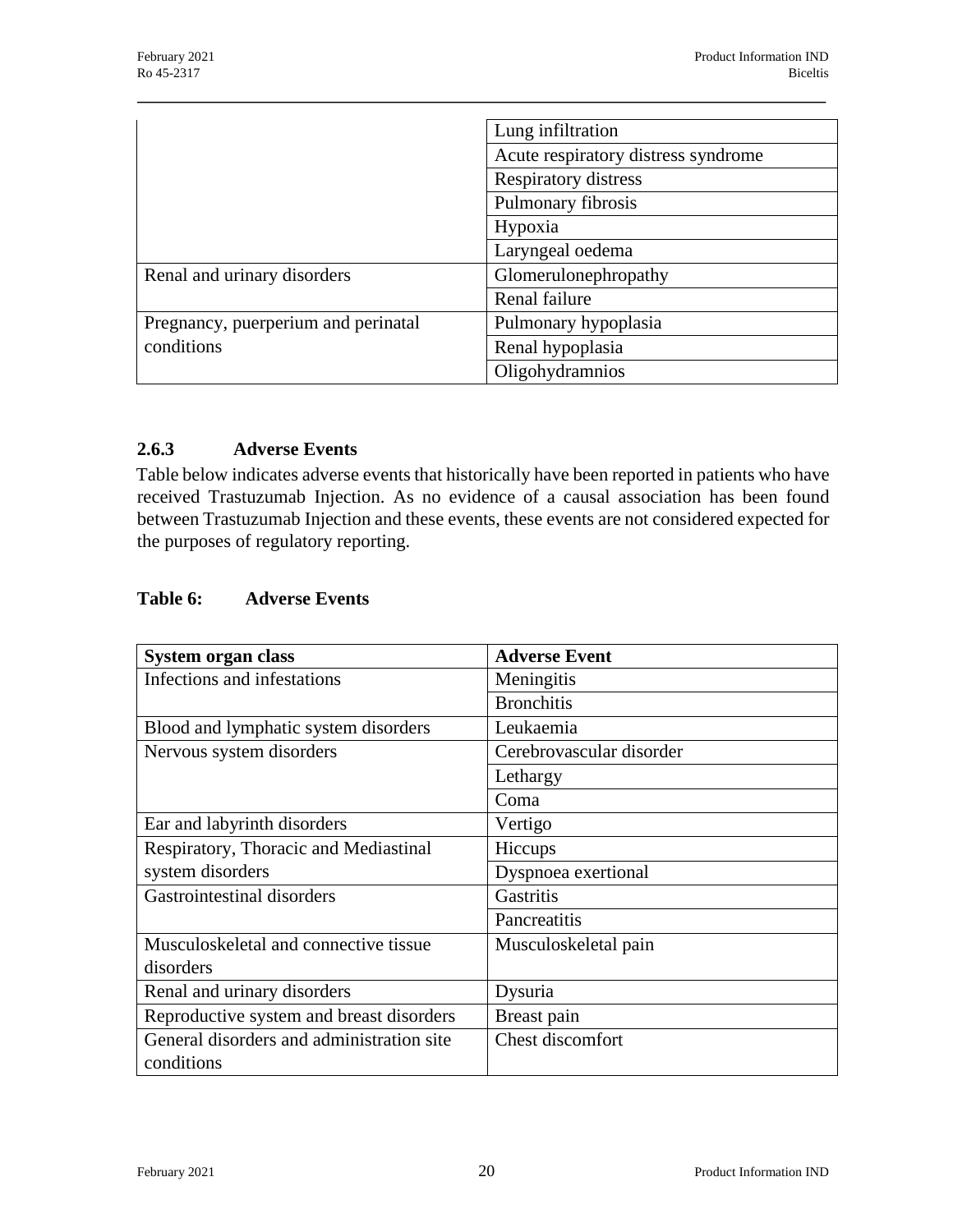| | |
|---|---|
| | Lung infiltration |
| | Acute respiratory distress syndrome |
| | Respiratory distress |
| | Pulmonary fibrosis |
| | Hypoxia |
| | Laryngeal oedema |
| Renal and urinary disorders | Glomerulonephropathy |
| | Renal failure |
| Pregnancy, puerperium and perinatal conditions | Pulmonary hypoplasia |
| | Renal hypoplasia |
| | Oligohydramnios |

### 2.6.3 Adverse Events

Table below indicates adverse events that historically have been reported in patients who have received Trastuzumab Injection. As no evidence of a causal association has been found between Trastuzumab Injection and these events, these events are not considered expected for the purposes of regulatory reporting.

**Table 6: Adverse Events**

| System organ class | Adverse Event |
|---|---|
| Infections and infestations | Meningitis |
| | Bronchitis |
| Blood and lymphatic system disorders | Leukaemia |
| Nervous system disorders | Cerebrovascular disorder |
| | Lethargy |
| | Coma |
| Ear and labyrinth disorders | Vertigo |
| Respiratory, Thoracic and Mediastinal system disorders | Hiccups |
| | Dyspnoea exertional |
| Gastrointestinal disorders | Gastritis |
| | Pancreatitis |
| Musculoskeletal and connective tissue disorders | Musculoskeletal pain |
| Renal and urinary disorders | Dysuria |
| Reproductive system and breast disorders | Breast pain |
| General disorders and administration site conditions | Chest discomfort |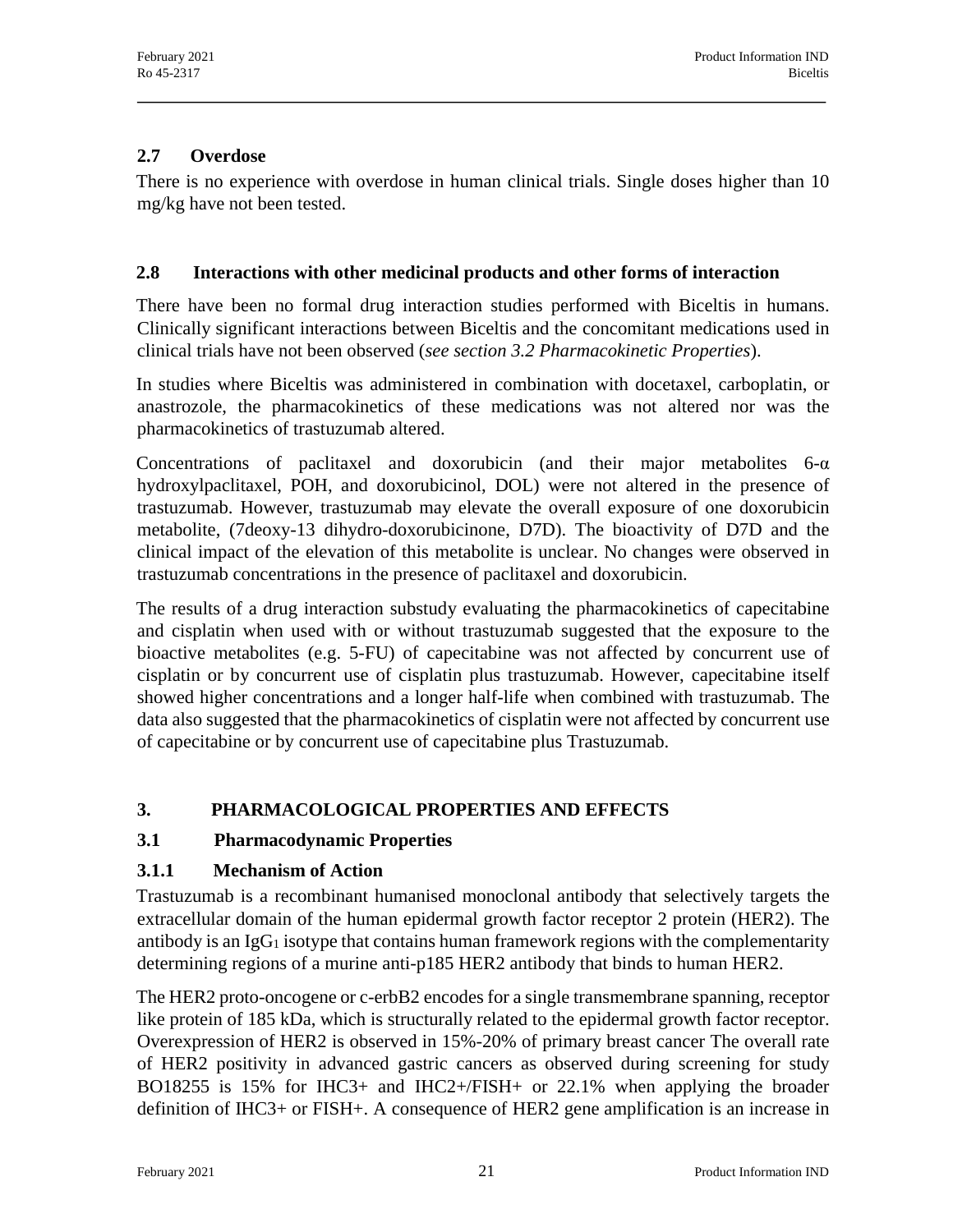## 2.7 Overdose

There is no experience with overdose in human clinical trials. Single doses higher than 10 mg/kg have not been tested.

## 2.8 Interactions with other medicinal products and other forms of interaction

There have been no formal drug interaction studies performed with Biceltis in humans. Clinically significant interactions between Biceltis and the concomitant medications used in clinical trials have not been observed (*see section 3.2 Pharmacokinetic Properties*).

In studies where Biceltis was administered in combination with docetaxel, carboplatin, or anastrozole, the pharmacokinetics of these medications was not altered nor was the pharmacokinetics of trastuzumab altered.

Concentrations of paclitaxel and doxorubicin (and their major metabolites 6-α hydroxylpaclitaxel, POH, and doxorubicinol, DOL) were not altered in the presence of trastuzumab. However, trastuzumab may elevate the overall exposure of one doxorubicin metabolite, (7deoxy-13 dihydro-doxorubicinone, D7D). The bioactivity of D7D and the clinical impact of the elevation of this metabolite is unclear. No changes were observed in trastuzumab concentrations in the presence of paclitaxel and doxorubicin.

The results of a drug interaction substudy evaluating the pharmacokinetics of capecitabine and cisplatin when used with or without trastuzumab suggested that the exposure to the bioactive metabolites (e.g. 5-FU) of capecitabine was not affected by concurrent use of cisplatin or by concurrent use of cisplatin plus trastuzumab. However, capecitabine itself showed higher concentrations and a longer half-life when combined with trastuzumab. The data also suggested that the pharmacokinetics of cisplatin were not affected by concurrent use of capecitabine or by concurrent use of capecitabine plus Trastuzumab.

# 3. PHARMACOLOGICAL PROPERTIES AND EFFECTS

## 3.1 Pharmacodynamic Properties

### 3.1.1 Mechanism of Action

Trastuzumab is a recombinant humanised monoclonal antibody that selectively targets the extracellular domain of the human epidermal growth factor receptor 2 protein (HER2). The antibody is an $IgG_1$ isotype that contains human framework regions with the complementarity determining regions of a murine anti-p185 HER2 antibody that binds to human HER2.

The HER2 proto-oncogene or c-erbB2 encodes for a single transmembrane spanning, receptor like protein of 185 kDa, which is structurally related to the epidermal growth factor receptor. Overexpression of HER2 is observed in 15%-20% of primary breast cancer The overall rate of HER2 positivity in advanced gastric cancers as observed during screening for study BO18255 is 15% for IHC3+ and IHC2+/FISH+ or 22.1% when applying the broader definition of IHC3+ or FISH+. A consequence of HER2 gene amplification is an increase in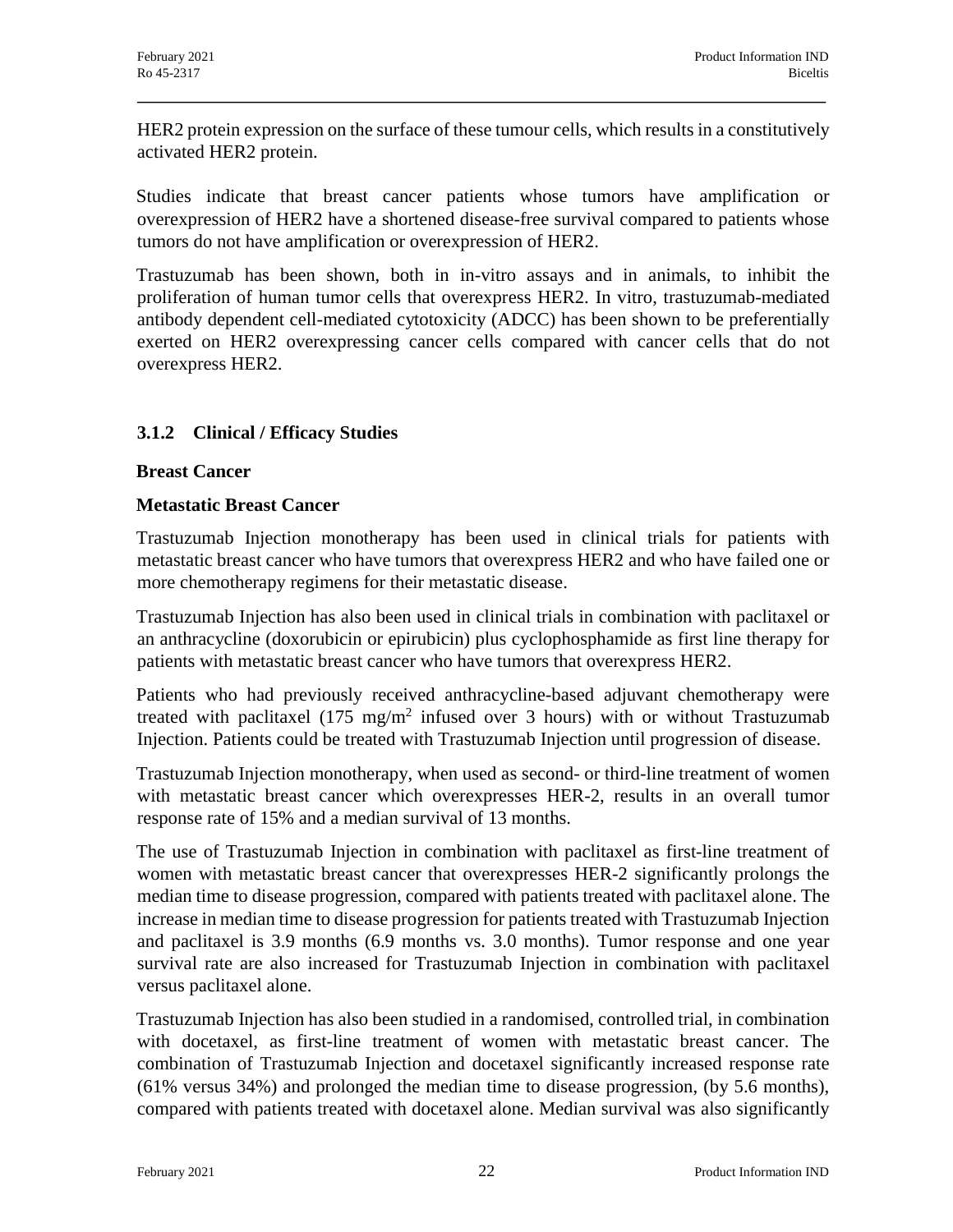HER2 protein expression on the surface of these tumour cells, which results in a constitutively activated HER2 protein.

Studies indicate that breast cancer patients whose tumors have amplification or overexpression of HER2 have a shortened disease-free survival compared to patients whose tumors do not have amplification or overexpression of HER2.

Trastuzumab has been shown, both in in-vitro assays and in animals, to inhibit the proliferation of human tumor cells that overexpress HER2. In vitro, trastuzumab-mediated antibody dependent cell-mediated cytotoxicity (ADCC) has been shown to be preferentially exerted on HER2 overexpressing cancer cells compared with cancer cells that do not overexpress HER2.

### 3.1.2 Clinical / Efficacy Studies

**Breast Cancer**

**Metastatic Breast Cancer**

Trastuzumab Injection monotherapy has been used in clinical trials for patients with metastatic breast cancer who have tumors that overexpress HER2 and who have failed one or more chemotherapy regimens for their metastatic disease.

Trastuzumab Injection has also been used in clinical trials in combination with paclitaxel or an anthracycline (doxorubicin or epirubicin) plus cyclophosphamide as first line therapy for patients with metastatic breast cancer who have tumors that overexpress HER2.

Patients who had previously received anthracycline-based adjuvant chemotherapy were treated with paclitaxel (175 $mg/m^2$ infused over 3 hours) with or without Trastuzumab Injection. Patients could be treated with Trastuzumab Injection until progression of disease.

Trastuzumab Injection monotherapy, when used as second- or third-line treatment of women with metastatic breast cancer which overexpresses HER-2, results in an overall tumor response rate of 15% and a median survival of 13 months.

The use of Trastuzumab Injection in combination with paclitaxel as first-line treatment of women with metastatic breast cancer that overexpresses HER-2 significantly prolongs the median time to disease progression, compared with patients treated with paclitaxel alone. The increase in median time to disease progression for patients treated with Trastuzumab Injection and paclitaxel is 3.9 months (6.9 months vs. 3.0 months). Tumor response and one year survival rate are also increased for Trastuzumab Injection in combination with paclitaxel versus paclitaxel alone.

Trastuzumab Injection has also been studied in a randomised, controlled trial, in combination with docetaxel, as first-line treatment of women with metastatic breast cancer. The combination of Trastuzumab Injection and docetaxel significantly increased response rate (61% versus 34%) and prolonged the median time to disease progression, (by 5.6 months), compared with patients treated with docetaxel alone. Median survival was also significantly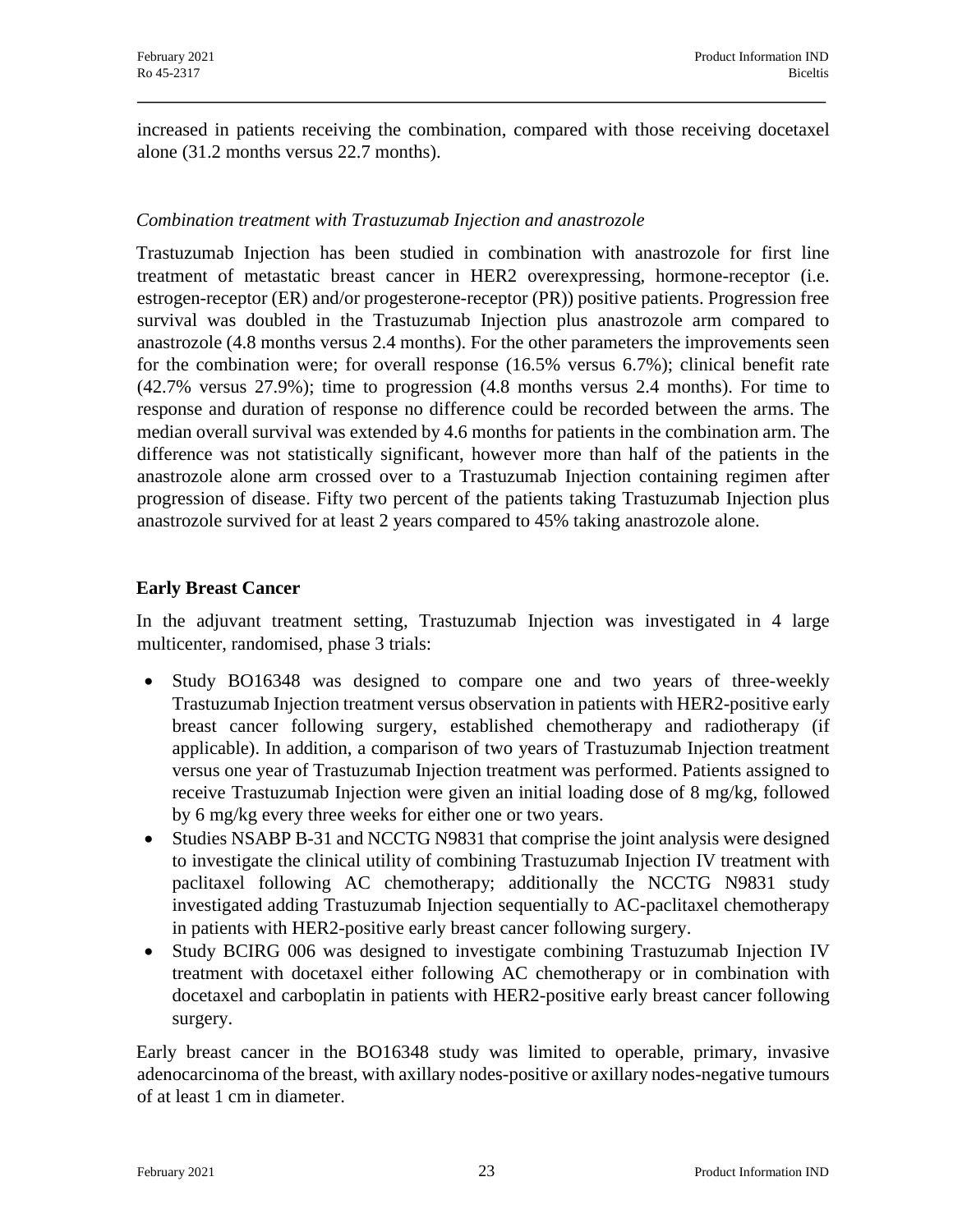increased in patients receiving the combination, compared with those receiving docetaxel alone (31.2 months versus 22.7 months).

*Combination treatment with Trastuzumab Injection and anastrozole*

Trastuzumab Injection has been studied in combination with anastrozole for first line treatment of metastatic breast cancer in HER2 overexpressing, hormone-receptor (i.e. estrogen-receptor (ER) and/or progesterone-receptor (PR)) positive patients. Progression free survival was doubled in the Trastuzumab Injection plus anastrozole arm compared to anastrozole (4.8 months versus 2.4 months). For the other parameters the improvements seen for the combination were; for overall response (16.5% versus 6.7%); clinical benefit rate (42.7% versus 27.9%); time to progression (4.8 months versus 2.4 months). For time to response and duration of response no difference could be recorded between the arms. The median overall survival was extended by 4.6 months for patients in the combination arm. The difference was not statistically significant, however more than half of the patients in the anastrozole alone arm crossed over to a Trastuzumab Injection containing regimen after progression of disease. Fifty two percent of the patients taking Trastuzumab Injection plus anastrozole survived for at least 2 years compared to 45% taking anastrozole alone.

**Early Breast Cancer**

In the adjuvant treatment setting, Trastuzumab Injection was investigated in 4 large multicenter, randomised, phase 3 trials:

- Study BO16348 was designed to compare one and two years of three-weekly Trastuzumab Injection treatment versus observation in patients with HER2-positive early breast cancer following surgery, established chemotherapy and radiotherapy (if applicable). In addition, a comparison of two years of Trastuzumab Injection treatment versus one year of Trastuzumab Injection treatment was performed. Patients assigned to receive Trastuzumab Injection were given an initial loading dose of 8 mg/kg, followed by 6 mg/kg every three weeks for either one or two years.
- Studies NSABP B-31 and NCCTG N9831 that comprise the joint analysis were designed to investigate the clinical utility of combining Trastuzumab Injection IV treatment with paclitaxel following AC chemotherapy; additionally the NCCTG N9831 study investigated adding Trastuzumab Injection sequentially to AC-paclitaxel chemotherapy in patients with HER2-positive early breast cancer following surgery.
- Study BCIRG 006 was designed to investigate combining Trastuzumab Injection IV treatment with docetaxel either following AC chemotherapy or in combination with docetaxel and carboplatin in patients with HER2-positive early breast cancer following surgery.

Early breast cancer in the BO16348 study was limited to operable, primary, invasive adenocarcinoma of the breast, with axillary nodes-positive or axillary nodes-negative tumours of at least 1 cm in diameter.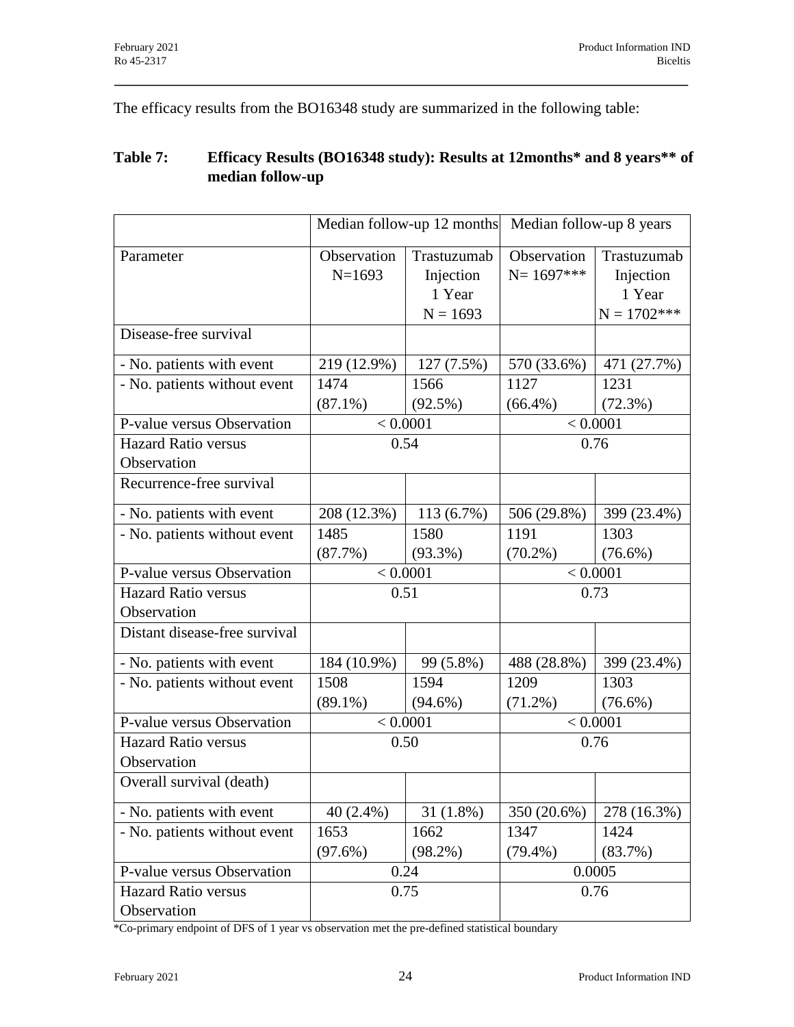The efficacy results from the BO16348 study are summarized in the following table:

**Table 7: Efficacy Results (BO16348 study): Results at 12months\* and 8 years\*\* of median follow-up**

| | Median follow-up 12 months | | Median follow-up 8 years | |
|---|---|---|---|---|
| Parameter | Observation N=1693 | Trastuzumab Injection 1 Year N = 1693 | Observation N= 1697*** | Trastuzumab Injection 1 Year N = 1702*** |
| Disease-free survival | | | | |
| - No. patients with event | 219 (12.9%) | 127 (7.5%) | 570 (33.6%) | 471 (27.7%) |
| - No. patients without event | 1474 (87.1%) | 1566 (92.5%) | 1127 (66.4%) | 1231 (72.3%) |
| P-value versus Observation | < 0.0001 | | < 0.0001 | |
| Hazard Ratio versus Observation | 0.54 | | 0.76 | |
| Recurrence-free survival | | | | |
| - No. patients with event | 208 (12.3%) | 113 (6.7%) | 506 (29.8%) | 399 (23.4%) |
| - No. patients without event | 1485 (87.7%) | 1580 (93.3%) | 1191 (70.2%) | 1303 (76.6%) |
| P-value versus Observation | < 0.0001 | | < 0.0001 | |
| Hazard Ratio versus Observation | 0.51 | | 0.73 | |
| Distant disease-free survival | | | | |
| - No. patients with event | 184 (10.9%) | 99 (5.8%) | 488 (28.8%) | 399 (23.4%) |
| - No. patients without event | 1508 (89.1%) | 1594 (94.6%) | 1209 (71.2%) | 1303 (76.6%) |
| P-value versus Observation | < 0.0001 | | < 0.0001 | |
| Hazard Ratio versus Observation | 0.50 | | 0.76 | |
| Overall survival (death) | | | | |
| - No. patients with event | 40 (2.4%) | 31 (1.8%) | 350 (20.6%) | 278 (16.3%) |
| - No. patients without event | 1653 (97.6%) | 1662 (98.2%) | 1347 (79.4%) | 1424 (83.7%) |
| P-value versus Observation | 0.24 | | 0.0005 | |
| Hazard Ratio versus Observation | 0.75 | | 0.76 | |

*Co-primary endpoint of DFS of 1 year vs observation met the pre-defined statistical boundary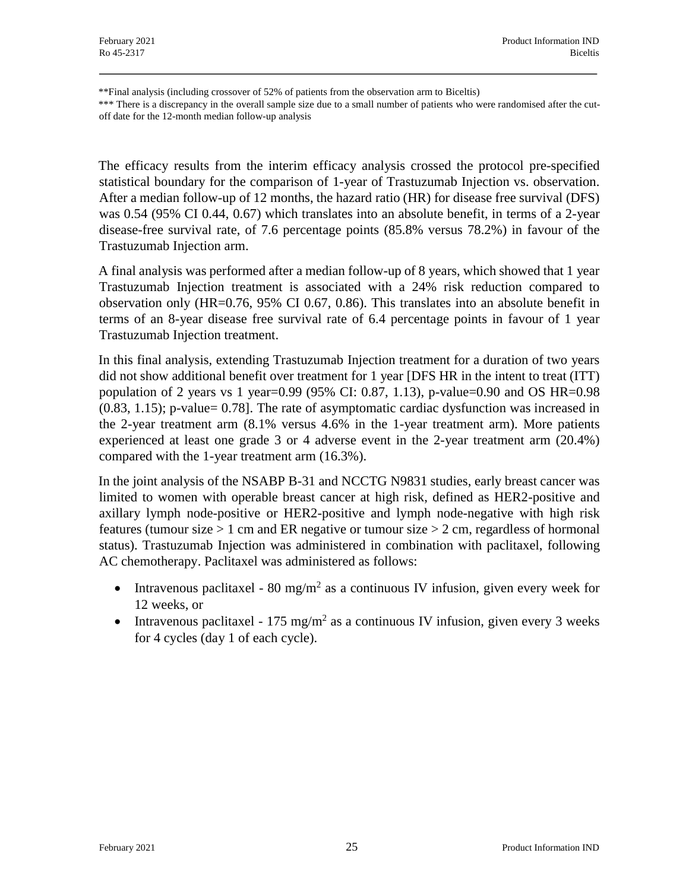**Final analysis (including crossover of 52% of patients from the observation arm to Biceltis)

*** There is a discrepancy in the overall sample size due to a small number of patients who were randomised after the cut-off date for the 12-month median follow-up analysis

The efficacy results from the interim efficacy analysis crossed the protocol pre-specified statistical boundary for the comparison of 1-year of Trastuzumab Injection vs. observation. After a median follow-up of 12 months, the hazard ratio (HR) for disease free survival (DFS) was 0.54 (95% CI 0.44, 0.67) which translates into an absolute benefit, in terms of a 2-year disease-free survival rate, of 7.6 percentage points (85.8% versus 78.2%) in favour of the Trastuzumab Injection arm.

A final analysis was performed after a median follow-up of 8 years, which showed that 1 year Trastuzumab Injection treatment is associated with a 24% risk reduction compared to observation only (HR=0.76, 95% CI 0.67, 0.86). This translates into an absolute benefit in terms of an 8-year disease free survival rate of 6.4 percentage points in favour of 1 year Trastuzumab Injection treatment.

In this final analysis, extending Trastuzumab Injection treatment for a duration of two years did not show additional benefit over treatment for 1 year [DFS HR in the intent to treat (ITT) population of 2 years vs 1 year=0.99 (95% CI: 0.87, 1.13), p-value=0.90 and OS HR=0.98 (0.83, 1.15); p-value= 0.78]. The rate of asymptomatic cardiac dysfunction was increased in the 2-year treatment arm (8.1% versus 4.6% in the 1-year treatment arm). More patients experienced at least one grade 3 or 4 adverse event in the 2-year treatment arm (20.4%) compared with the 1-year treatment arm (16.3%).

In the joint analysis of the NSABP B-31 and NCCTG N9831 studies, early breast cancer was limited to women with operable breast cancer at high risk, defined as HER2-positive and axillary lymph node-positive or HER2-positive and lymph node-negative with high risk features (tumour size > 1 cm and ER negative or tumour size > 2 cm, regardless of hormonal status). Trastuzumab Injection was administered in combination with paclitaxel, following AC chemotherapy. Paclitaxel was administered as follows:

- Intravenous paclitaxel - 80 mg/m$^2$ as a continuous IV infusion, given every week for 12 weeks, or
- Intravenous paclitaxel - 175 mg/m$^2$ as a continuous IV infusion, given every 3 weeks for 4 cycles (day 1 of each cycle).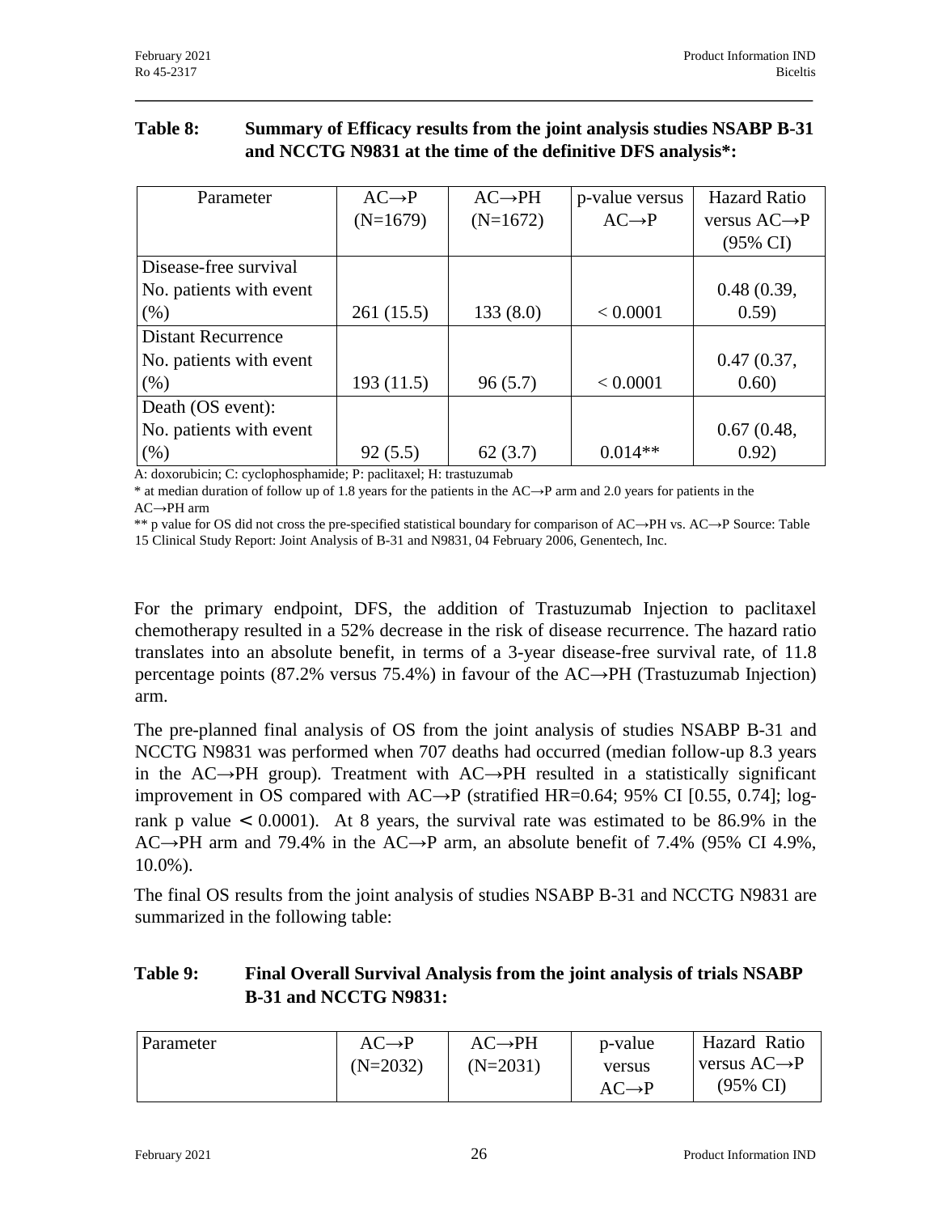**Table 8: Summary of Efficacy results from the joint analysis studies NSABP B-31 and NCCTG N9831 at the time of the definitive DFS analysis*:**

| Parameter | AC→P (N=1679) | AC→PH (N=1672) | p-value versus AC→P | Hazard Ratio versus AC→P (95% CI) |
|---|---|---|---|---|
| Disease-free survival No. patients with event (%) | 261 (15.5) | 133 (8.0) | < 0.0001 | 0.48 (0.39, 0.59) |
| Distant Recurrence No. patients with event (%) | 193 (11.5) | 96 (5.7) | < 0.0001 | 0.47 (0.37, 0.60) |
| Death (OS event): No. patients with event (%) | 92 (5.5) | 62 (3.7) | 0.014** | 0.67 (0.48, 0.92) |

A: doxorubicin; C: cyclophosphamide; P: paclitaxel; H: trastuzumab

* at median duration of follow up of 1.8 years for the patients in the AC→P arm and 2.0 years for patients in the AC→PH arm

** p value for OS did not cross the pre-specified statistical boundary for comparison of AC→PH vs. AC→P Source: Table 15 Clinical Study Report: Joint Analysis of B-31 and N9831, 04 February 2006, Genentech, Inc.

For the primary endpoint, DFS, the addition of Trastuzumab Injection to paclitaxel chemotherapy resulted in a 52% decrease in the risk of disease recurrence. The hazard ratio translates into an absolute benefit, in terms of a 3-year disease-free survival rate, of 11.8 percentage points (87.2% versus 75.4%) in favour of the AC→PH (Trastuzumab Injection) arm.

The pre-planned final analysis of OS from the joint analysis of studies NSABP B-31 and NCCTG N9831 was performed when 707 deaths had occurred (median follow-up 8.3 years in the AC→PH group). Treatment with AC→PH resulted in a statistically significant improvement in OS compared with AC→P (stratified HR=0.64; 95% CI [0.55, 0.74]; log-rank p value $< 0.0001$). At 8 years, the survival rate was estimated to be 86.9% in the AC→PH arm and 79.4% in the AC→P arm, an absolute benefit of 7.4% (95% CI 4.9%, 10.0%).

The final OS results from the joint analysis of studies NSABP B-31 and NCCTG N9831 are summarized in the following table:

**Table 9: Final Overall Survival Analysis from the joint analysis of trials NSABP B-31 and NCCTG N9831:**

| Parameter | AC→P (N=2032) | AC→PH (N=2031) | p-value versus AC→P | Hazard Ratio versus AC→P (95% CI) |
|---|---|---|---|---|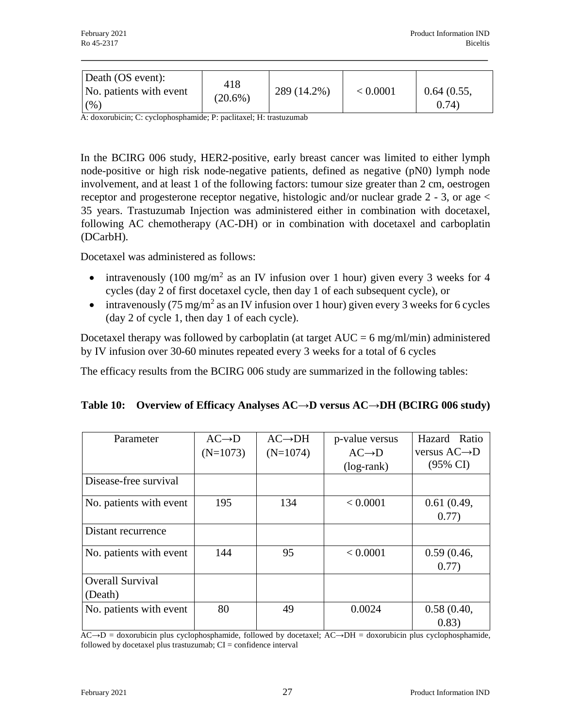| Death (OS event): No. patients with event (%) | 418 (20.6%) | 289 (14.2%) | < 0.0001 | 0.64 (0.55, 0.74) |
|---|---|---|---|---|

A: doxorubicin; C: cyclophosphamide; P: paclitaxel; H: trastuzumab

In the BCIRG 006 study, HER2-positive, early breast cancer was limited to either lymph node-positive or high risk node-negative patients, defined as negative (pN0) lymph node involvement, and at least 1 of the following factors: tumour size greater than 2 cm, oestrogen receptor and progesterone receptor negative, histologic and/or nuclear grade 2 - 3, or age < 35 years. Trastuzumab Injection was administered either in combination with docetaxel, following AC chemotherapy (AC-DH) or in combination with docetaxel and carboplatin (DCarbH).

Docetaxel was administered as follows:

- intravenously (100 mg/m$^2$ as an IV infusion over 1 hour) given every 3 weeks for 4 cycles (day 2 of first docetaxel cycle, then day 1 of each subsequent cycle), or
- intravenously (75 mg/m$^2$ as an IV infusion over 1 hour) given every 3 weeks for 6 cycles (day 2 of cycle 1, then day 1 of each cycle).

Docetaxel therapy was followed by carboplatin (at target AUC = 6 mg/ml/min) administered by IV infusion over 30-60 minutes repeated every 3 weeks for a total of 6 cycles

The efficacy results from the BCIRG 006 study are summarized in the following tables:

**Table 10: Overview of Efficacy Analyses AC→D versus AC→DH (BCIRG 006 study)**

| Parameter | AC→D (N=1073) | AC→DH (N=1074) | p-value versus AC→D (log-rank) | Hazard Ratio versus AC→D (95% CI) |
|---|---|---|---|---|
| Disease-free survival | | | | |
| No. patients with event | 195 | 134 | < 0.0001 | 0.61 (0.49, 0.77) |
| Distant recurrence | | | | |
| No. patients with event | 144 | 95 | < 0.0001 | 0.59 (0.46, 0.77) |
| Overall Survival (Death) | | | | |
| No. patients with event | 80 | 49 | 0.0024 | 0.58 (0.40, 0.83) |

AC→D = doxorubicin plus cyclophosphamide, followed by docetaxel; AC→DH = doxorubicin plus cyclophosphamide, followed by docetaxel plus trastuzumab; CI = confidence interval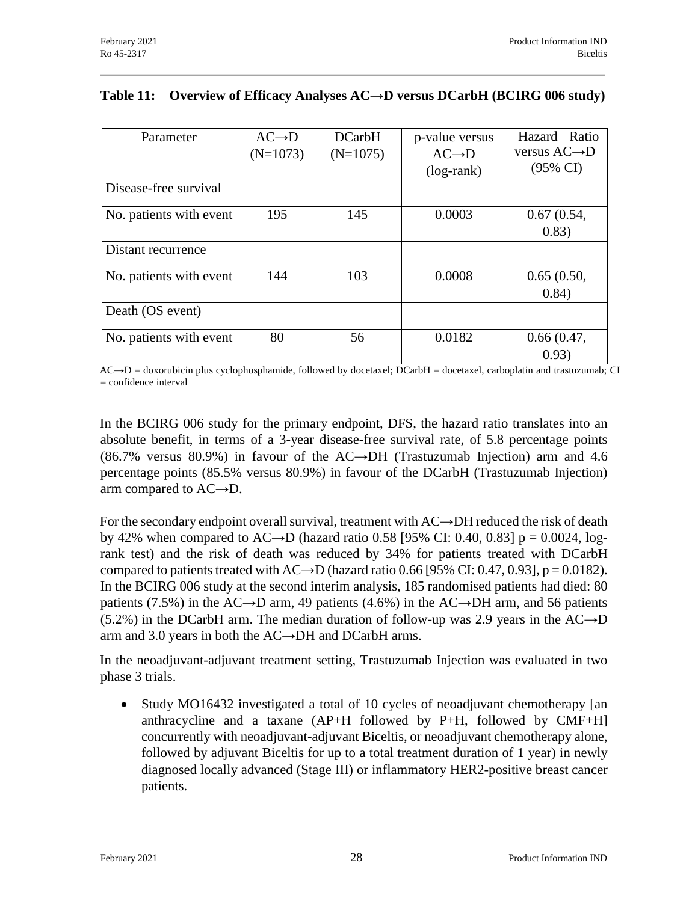**Table 11: Overview of Efficacy Analyses AC→D versus DCarbH (BCIRG 006 study)**

| Parameter | AC→D (N=1073) | DCarbH (N=1075) | p-value versus AC→D (log-rank) | Hazard Ratio versus AC→D (95% CI) |
|---|---|---|---|---|
| Disease-free survival | | | | |
| No. patients with event | 195 | 145 | 0.0003 | 0.67 (0.54, 0.83) |
| Distant recurrence | | | | |
| No. patients with event | 144 | 103 | 0.0008 | 0.65 (0.50, 0.84) |
| Death (OS event) | | | | |
| No. patients with event | 80 | 56 | 0.0182 | 0.66 (0.47, 0.93) |

AC→D = doxorubicin plus cyclophosphamide, followed by docetaxel; DCarbH = docetaxel, carboplatin and trastuzumab; CI = confidence interval

In the BCIRG 006 study for the primary endpoint, DFS, the hazard ratio translates into an absolute benefit, in terms of a 3-year disease-free survival rate, of 5.8 percentage points (86.7% versus 80.9%) in favour of the AC→DH (Trastuzumab Injection) arm and 4.6 percentage points (85.5% versus 80.9%) in favour of the DCarbH (Trastuzumab Injection) arm compared to AC→D.

For the secondary endpoint overall survival, treatment with AC→DH reduced the risk of death by 42% when compared to AC→D (hazard ratio 0.58 [95% CI: 0.40, 0.83] p = 0.0024, log-rank test) and the risk of death was reduced by 34% for patients treated with DCarbH compared to patients treated with AC→D (hazard ratio 0.66 [95% CI: 0.47, 0.93], p = 0.0182). In the BCIRG 006 study at the second interim analysis, 185 randomised patients had died: 80 patients (7.5%) in the AC→D arm, 49 patients (4.6%) in the AC→DH arm, and 56 patients (5.2%) in the DCarbH arm. The median duration of follow-up was 2.9 years in the AC→D arm and 3.0 years in both the AC→DH and DCarbH arms.

In the neoadjuvant-adjuvant treatment setting, Trastuzumab Injection was evaluated in two phase 3 trials.

- Study MO16432 investigated a total of 10 cycles of neoadjuvant chemotherapy [an anthracycline and a taxane (AP+H followed by P+H, followed by CMF+H] concurrently with neoadjuvant-adjuvant Biceltis, or neoadjuvant chemotherapy alone, followed by adjuvant Biceltis for up to a total treatment duration of 1 year) in newly diagnosed locally advanced (Stage III) or inflammatory HER2-positive breast cancer patients.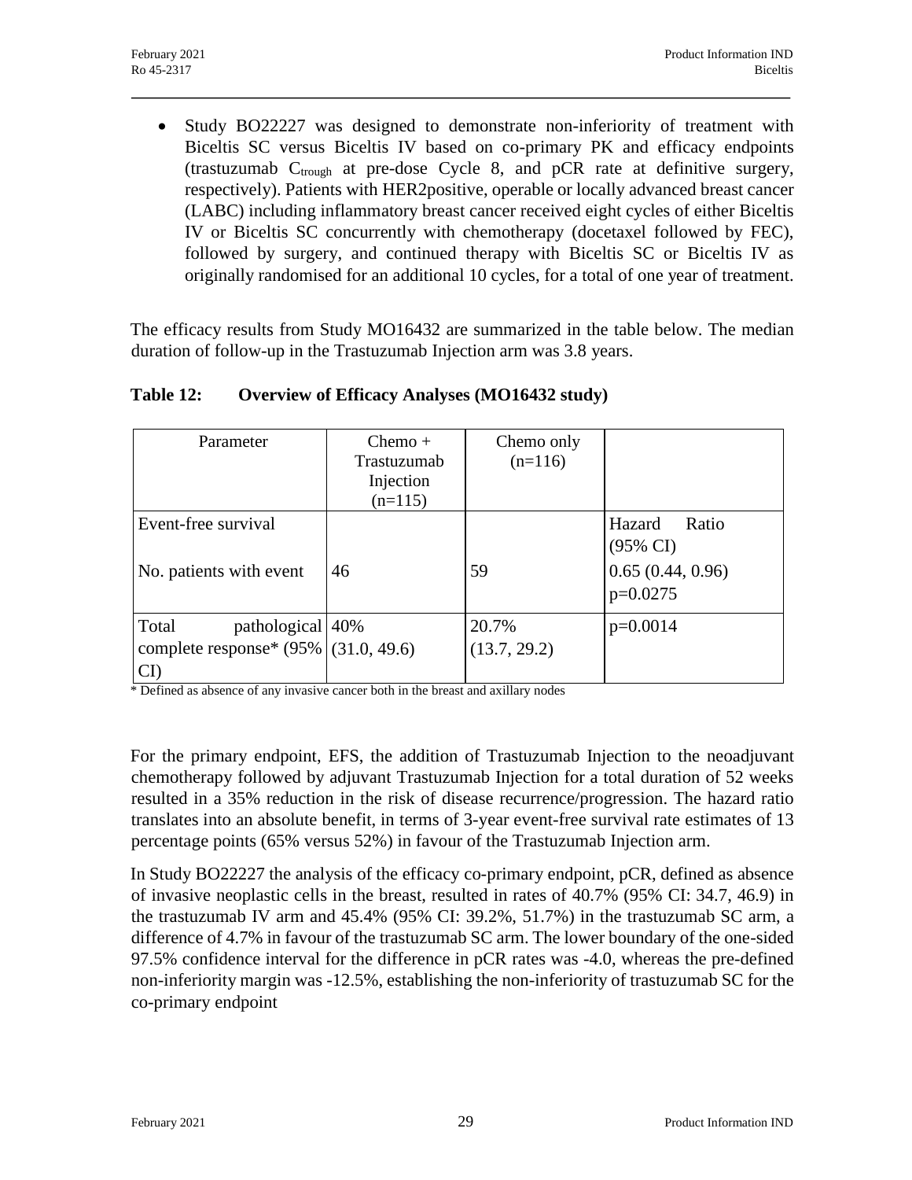- Study BO22227 was designed to demonstrate non-inferiority of treatment with Biceltis SC versus Biceltis IV based on co-primary PK and efficacy endpoints (trastuzumab $C_{trough}$ at pre-dose Cycle 8, and pCR rate at definitive surgery, respectively). Patients with HER2positive, operable or locally advanced breast cancer (LABC) including inflammatory breast cancer received eight cycles of either Biceltis IV or Biceltis SC concurrently with chemotherapy (docetaxel followed by FEC), followed by surgery, and continued therapy with Biceltis SC or Biceltis IV as originally randomised for an additional 10 cycles, for a total of one year of treatment.

The efficacy results from Study MO16432 are summarized in the table below. The median duration of follow-up in the Trastuzumab Injection arm was 3.8 years.

**Table 12: Overview of Efficacy Analyses (MO16432 study)**

| Parameter | Chemo + Trastuzumab Injection (n=115) | Chemo only (n=116) | |
|---|---|---|---|
| Event-free survival | | | Hazard Ratio (95% CI) |
| No. patients with event | 46 | 59 | 0.65 (0.44, 0.96) p=0.0275 |
| Total pathological complete response* (95% CI) | 40% (31.0, 49.6) | 20.7% (13.7, 29.2) | p=0.0014 |

\* Defined as absence of any invasive cancer both in the breast and axillary nodes

For the primary endpoint, EFS, the addition of Trastuzumab Injection to the neoadjuvant chemotherapy followed by adjuvant Trastuzumab Injection for a total duration of 52 weeks resulted in a 35% reduction in the risk of disease recurrence/progression. The hazard ratio translates into an absolute benefit, in terms of 3-year event-free survival rate estimates of 13 percentage points (65% versus 52%) in favour of the Trastuzumab Injection arm.

In Study BO22227 the analysis of the efficacy co-primary endpoint, pCR, defined as absence of invasive neoplastic cells in the breast, resulted in rates of 40.7% (95% CI: 34.7, 46.9) in the trastuzumab IV arm and 45.4% (95% CI: 39.2%, 51.7%) in the trastuzumab SC arm, a difference of 4.7% in favour of the trastuzumab SC arm. The lower boundary of the one-sided 97.5% confidence interval for the difference in pCR rates was -4.0, whereas the pre-defined non-inferiority margin was -12.5%, establishing the non-inferiority of trastuzumab SC for the co-primary endpoint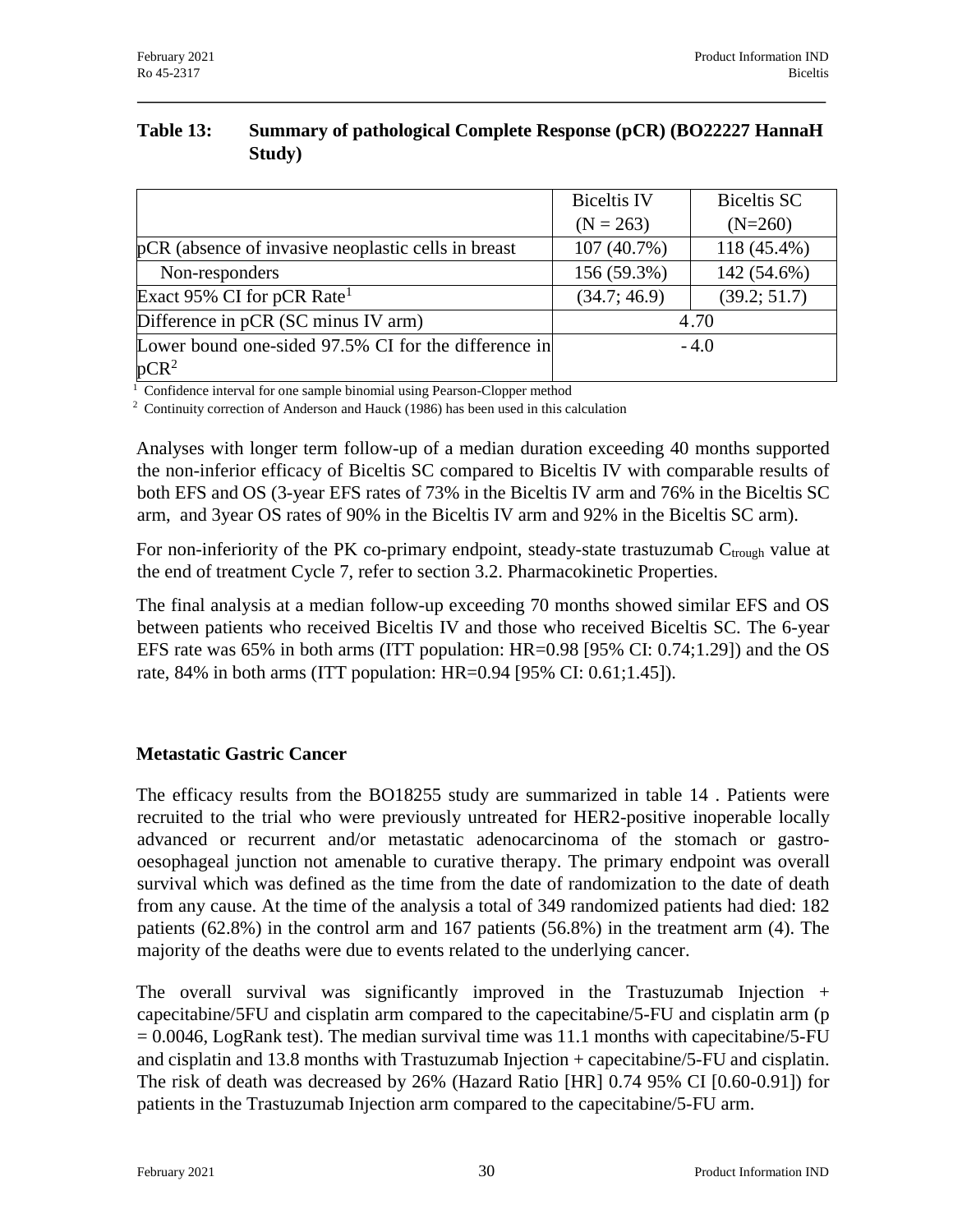**Table 13: Summary of pathological Complete Response (pCR) (BO22227 HannaH Study)**

| | Biceltis IV (N = 263) | Biceltis SC (N=260) |
|---|---|---|
| pCR (absence of invasive neoplastic cells in breast | 107 (40.7%) | 118 (45.4%) |
| Non-responders | 156 (59.3%) | 142 (54.6%) |
| Exact 95% CI for pCR Rate[1] | (34.7; 46.9) | (39.2; 51.7) |
| Difference in pCR (SC minus IV arm) | 4.70 | |
| Lower bound one-sided 97.5% CI for the difference in pCR[2] | - 4.0 | |

[1] Confidence interval for one sample binomial using Pearson-Clopper method

[2] Continuity correction of Anderson and Hauck (1986) has been used in this calculation

Analyses with longer term follow-up of a median duration exceeding 40 months supported the non-inferior efficacy of Biceltis SC compared to Biceltis IV with comparable results of both EFS and OS (3-year EFS rates of 73% in the Biceltis IV arm and 76% in the Biceltis SC arm, and 3year OS rates of 90% in the Biceltis IV arm and 92% in the Biceltis SC arm).

For non-inferiority of the PK co-primary endpoint, steady-state trastuzumab $C_{trough}$ value at the end of treatment Cycle 7, refer to section 3.2. Pharmacokinetic Properties.

The final analysis at a median follow-up exceeding 70 months showed similar EFS and OS between patients who received Biceltis IV and those who received Biceltis SC. The 6-year EFS rate was 65% in both arms (ITT population: HR=0.98 [95% CI: 0.74;1.29]) and the OS rate, 84% in both arms (ITT population: HR=0.94 [95% CI: 0.61;1.45]).

## Metastatic Gastric Cancer

The efficacy results from the BO18255 study are summarized in table 14 . Patients were recruited to the trial who were previously untreated for HER2-positive inoperable locally advanced or recurrent and/or metastatic adenocarcinoma of the stomach or gastro-oesophageal junction not amenable to curative therapy. The primary endpoint was overall survival which was defined as the time from the date of randomization to the date of death from any cause. At the time of the analysis a total of 349 randomized patients had died: 182 patients (62.8%) in the control arm and 167 patients (56.8%) in the treatment arm (4). The majority of the deaths were due to events related to the underlying cancer.

The overall survival was significantly improved in the Trastuzumab Injection + capecitabine/5FU and cisplatin arm compared to the capecitabine/5-FU and cisplatin arm ($p = 0.0046$, LogRank test). The median survival time was 11.1 months with capecitabine/5-FU and cisplatin and 13.8 months with Trastuzumab Injection + capecitabine/5-FU and cisplatin. The risk of death was decreased by 26% (Hazard Ratio [HR] 0.74 95% CI [0.60-0.91]) for patients in the Trastuzumab Injection arm compared to the capecitabine/5-FU arm.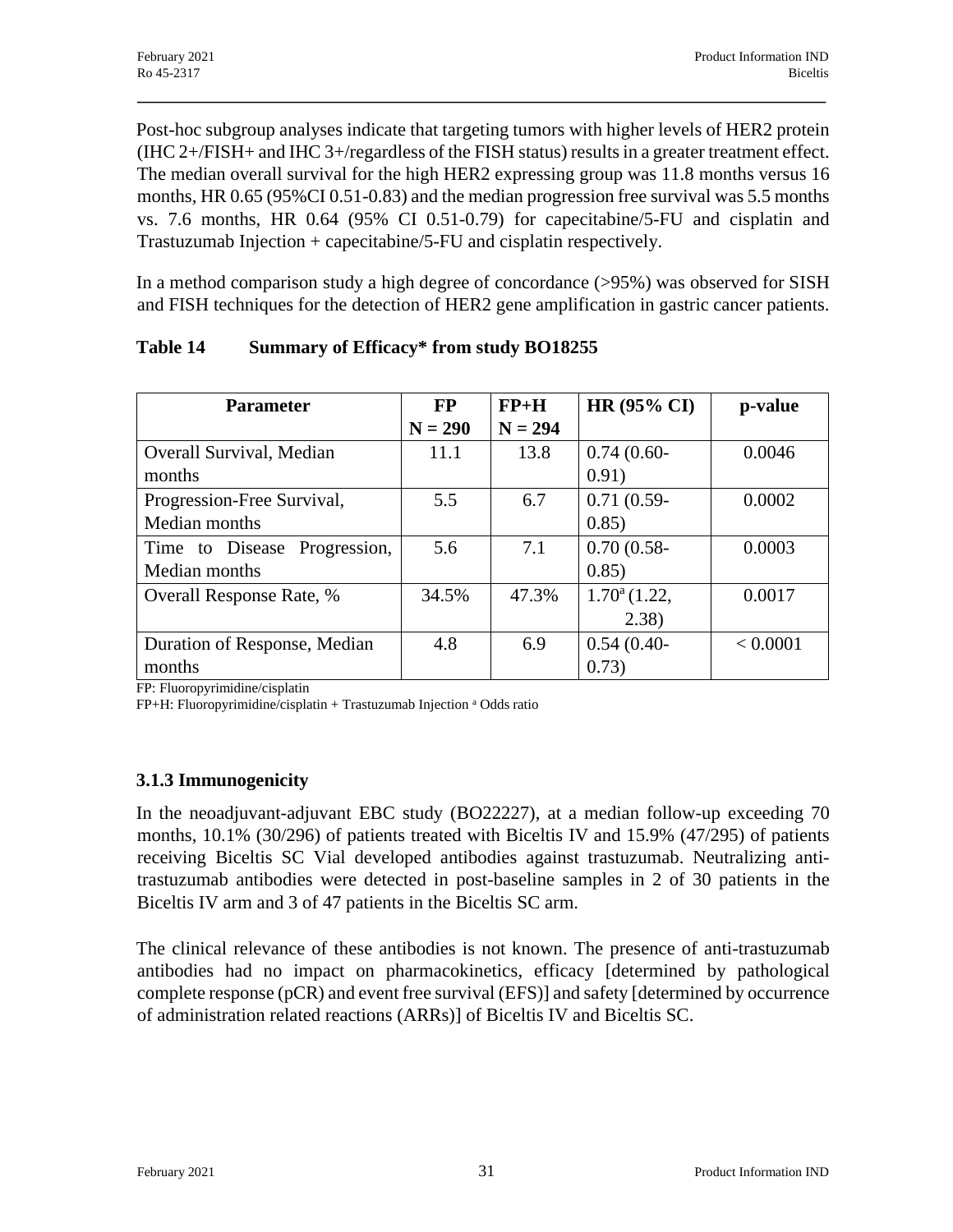Post-hoc subgroup analyses indicate that targeting tumors with higher levels of HER2 protein (IHC 2+/FISH+ and IHC 3+/regardless of the FISH status) results in a greater treatment effect. The median overall survival for the high HER2 expressing group was 11.8 months versus 16 months, HR 0.65 (95%CI 0.51-0.83) and the median progression free survival was 5.5 months vs. 7.6 months, HR 0.64 (95% CI 0.51-0.79) for capecitabine/5-FU and cisplatin and Trastuzumab Injection + capecitabine/5-FU and cisplatin respectively.

In a method comparison study a high degree of concordance (>95%) was observed for SISH and FISH techniques for the detection of HER2 gene amplification in gastric cancer patients.

**Table 14 Summary of Efficacy* from study BO18255**

| Parameter | FP N = 290 | FP+H N = 294 | HR (95% CI) | p-value |
|---|---|---|---|---|
| Overall Survival, Median months | 11.1 | 13.8 | 0.74 (0.60-0.91) | 0.0046 |
| Progression-Free Survival, Median months | 5.5 | 6.7 | 0.71 (0.59-0.85) | 0.0002 |
| Time to Disease Progression, Median months | 5.6 | 7.1 | 0.70 (0.58-0.85) | 0.0003 |
| Overall Response Rate, % | 34.5% | 47.3% | 1.70[a] (1.22, 2.38) | 0.0017 |
| Duration of Response, Median months | 4.8 | 6.9 | 0.54 (0.40-0.73) | < 0.0001 |

FP: Fluoropyrimidine/cisplatin

FP+H: Fluoropyrimidine/cisplatin + Trastuzumab Injection [a] Odds ratio

### 3.1.3 Immunogenicity

In the neoadjuvant-adjuvant EBC study (BO22227), at a median follow-up exceeding 70 months, 10.1% (30/296) of patients treated with Biceltis IV and 15.9% (47/295) of patients receiving Biceltis SC Vial developed antibodies against trastuzumab. Neutralizing anti-trastuzumab antibodies were detected in post-baseline samples in 2 of 30 patients in the Biceltis IV arm and 3 of 47 patients in the Biceltis SC arm.

The clinical relevance of these antibodies is not known. The presence of anti-trastuzumab antibodies had no impact on pharmacokinetics, efficacy [determined by pathological complete response (pCR) and event free survival (EFS)] and safety [determined by occurrence of administration related reactions (ARRs)] of Biceltis IV and Biceltis SC.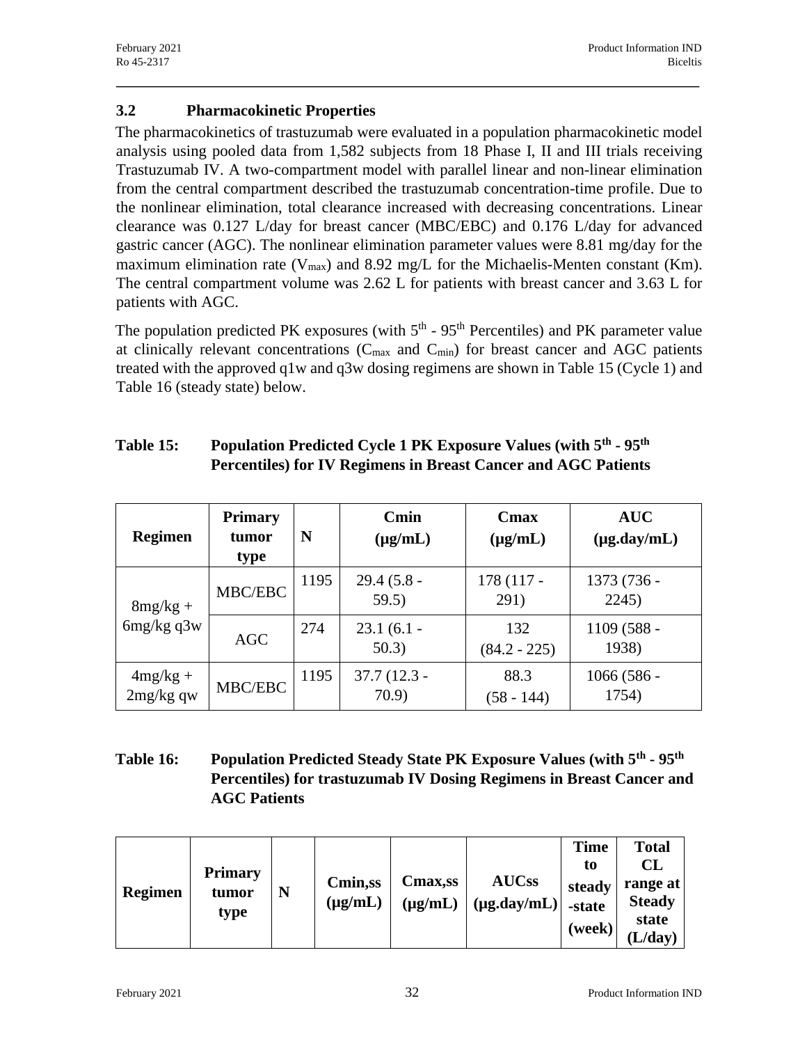### 3.2 Pharmacokinetic Properties

The pharmacokinetics of trastuzumab were evaluated in a population pharmacokinetic model analysis using pooled data from 1,582 subjects from 18 Phase I, II and III trials receiving Trastuzumab IV. A two-compartment model with parallel linear and non-linear elimination from the central compartment described the trastuzumab concentration-time profile. Due to the nonlinear elimination, total clearance increased with decreasing concentrations. Linear clearance was 0.127 L/day for breast cancer (MBC/EBC) and 0.176 L/day for advanced gastric cancer (AGC). The nonlinear elimination parameter values were 8.81 mg/day for the maximum elimination rate ($V_{max}$) and 8.92 mg/L for the Michaelis-Menten constant (Km). The central compartment volume was 2.62 L for patients with breast cancer and 3.63 L for patients with AGC.

The population predicted PK exposures (with $5^{th}$ - $95^{th}$ Percentiles) and PK parameter value at clinically relevant concentrations ($C_{max}$ and $C_{min}$) for breast cancer and AGC patients treated with the approved q1w and q3w dosing regimens are shown in Table 15 (Cycle 1) and Table 16 (steady state) below.

**Table 15: Population Predicted Cycle 1 PK Exposure Values (with $5^{th}$ - $95^{th}$ Percentiles) for IV Regimens in Breast Cancer and AGC Patients**

| Regimen | Primary tumor type | N | Cmin (µg/mL) | Cmax (µg/mL) | AUC (µg.day/mL) |
|---|---|---|---|---|---|
| 8mg/kg + 6mg/kg q3w | MBC/EBC | 1195 | 29.4 (5.8 - 59.5) | 178 (117 - 291) | 1373 (736 - 2245) |
| | AGC | 274 | 23.1 (6.1 - 50.3) | 132 (84.2 - 225) | 1109 (588 - 1938) |
| 4mg/kg + 2mg/kg qw | MBC/EBC | 1195 | 37.7 (12.3 - 70.9) | 88.3 (58 - 144) | 1066 (586 - 1754) |

**Table 16: Population Predicted Steady State PK Exposure Values (with $5^{th}$ - $95^{th}$ Percentiles) for trastuzumab IV Dosing Regimens in Breast Cancer and AGC Patients**

| Regimen | Primary tumor type | N | Cmin,ss (µg/mL) | Cmax,ss (µg/mL) | AUCss (µg.day/mL) | Time to steady-state (week) | Total CL range at Steady state (L/day) |
|---|---|---|---|---|---|---|---|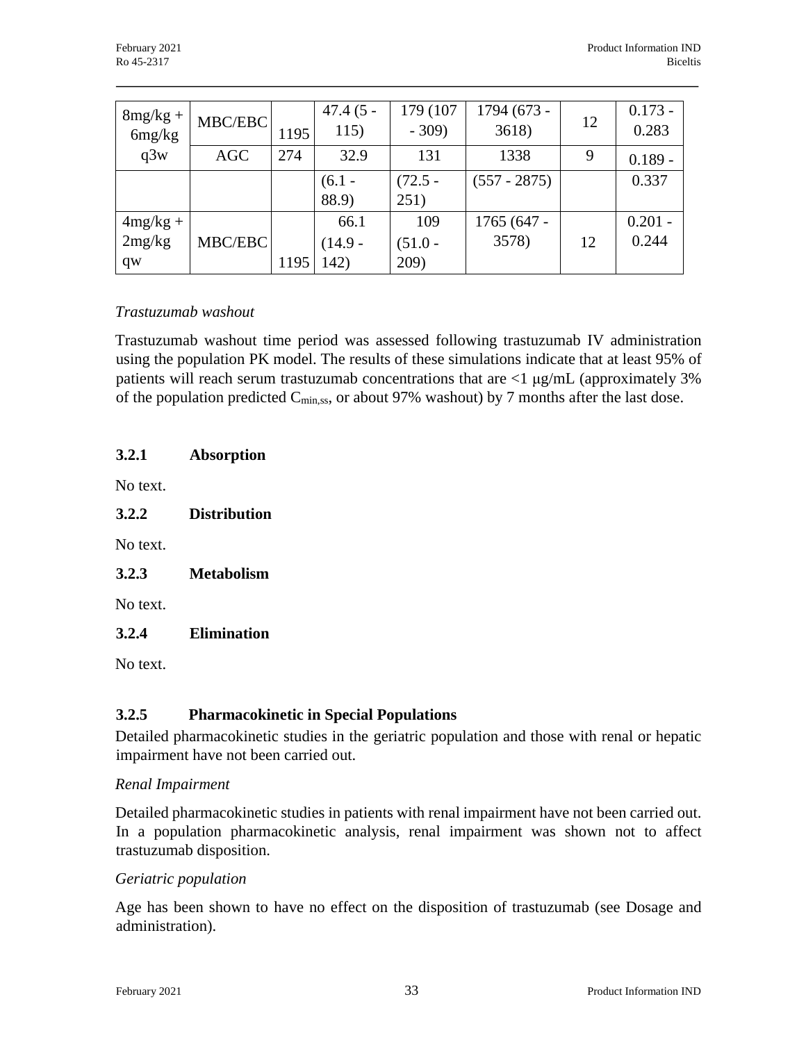| 8mg/kg + 6mg/kg q3w | MBC/EBC | 1195 | 47.4 (5 - 115) | 179 (107 - 309) | 1794 (673 - 3618) | 12 | 0.173 - 0.283 |
|---|---|---|---|---|---|---|---|
| | AGC | 274 | 32.9 (6.1 - 88.9) | 131 (72.5 - 251) | 1338 (557 - 2875) | 9 | 0.189 - 0.337 |
| 4mg/kg + 2mg/kg qw | MBC/EBC | 1195 | 66.1 (14.9 - 142) | 109 (51.0 - 209) | 1765 (647 - 3578) | 12 | 0.201 - 0.244 |

*Trastuzumab washout*

Trastuzumab washout time period was assessed following trastuzumab IV administration using the population PK model. The results of these simulations indicate that at least 95% of patients will reach serum trastuzumab concentrations that are <1 μg/mL (approximately 3% of the population predicted $C_{min,ss}$, or about 97% washout) by 7 months after the last dose.

### 3.2.1 Absorption

No text.

### 3.2.2 Distribution

No text.

### 3.2.3 Metabolism

No text.

### 3.2.4 Elimination

No text.

### 3.2.5 Pharmacokinetic in Special Populations

Detailed pharmacokinetic studies in the geriatric population and those with renal or hepatic impairment have not been carried out.

*Renal Impairment*

Detailed pharmacokinetic studies in patients with renal impairment have not been carried out. In a population pharmacokinetic analysis, renal impairment was shown not to affect trastuzumab disposition.

*Geriatric population*

Age has been shown to have no effect on the disposition of trastuzumab (see Dosage and administration).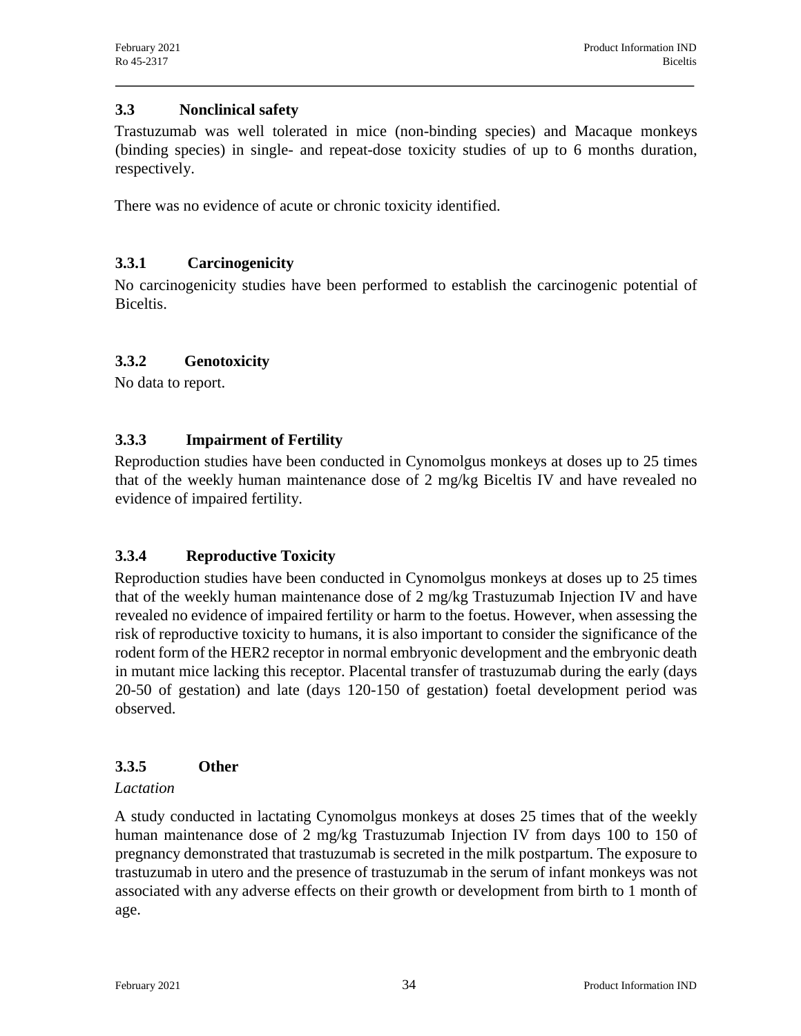### 3.3 Nonclinical safety

Trastuzumab was well tolerated in mice (non-binding species) and Macaque monkeys (binding species) in single- and repeat-dose toxicity studies of up to 6 months duration, respectively.

There was no evidence of acute or chronic toxicity identified.

#### 3.3.1 Carcinogenicity

No carcinogenicity studies have been performed to establish the carcinogenic potential of Biceltis.

#### 3.3.2 Genotoxicity

No data to report.

#### 3.3.3 Impairment of Fertility

Reproduction studies have been conducted in Cynomolgus monkeys at doses up to 25 times that of the weekly human maintenance dose of 2 mg/kg Biceltis IV and have revealed no evidence of impaired fertility.

#### 3.3.4 Reproductive Toxicity

Reproduction studies have been conducted in Cynomolgus monkeys at doses up to 25 times that of the weekly human maintenance dose of 2 mg/kg Trastuzumab Injection IV and have revealed no evidence of impaired fertility or harm to the foetus. However, when assessing the risk of reproductive toxicity to humans, it is also important to consider the significance of the rodent form of the HER2 receptor in normal embryonic development and the embryonic death in mutant mice lacking this receptor. Placental transfer of trastuzumab during the early (days 20-50 of gestation) and late (days 120-150 of gestation) foetal development period was observed.

#### 3.3.5 Other

*Lactation*

A study conducted in lactating Cynomolgus monkeys at doses 25 times that of the weekly human maintenance dose of 2 mg/kg Trastuzumab Injection IV from days 100 to 150 of pregnancy demonstrated that trastuzumab is secreted in the milk postpartum. The exposure to trastuzumab in utero and the presence of trastuzumab in the serum of infant monkeys was not associated with any adverse effects on their growth or development from birth to 1 month of age.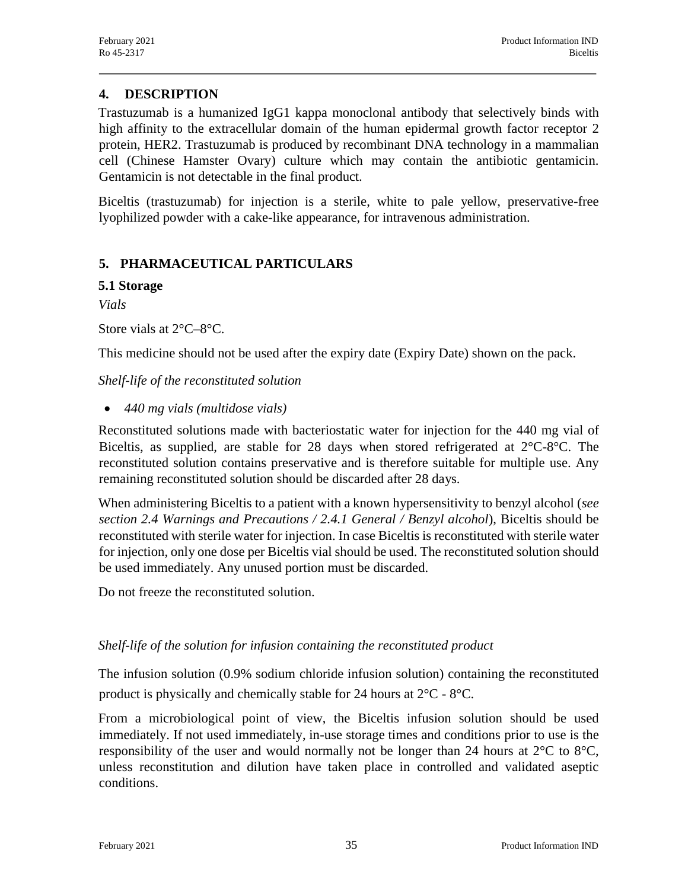## 4. DESCRIPTION

Trastuzumab is a humanized IgG1 kappa monoclonal antibody that selectively binds with high affinity to the extracellular domain of the human epidermal growth factor receptor 2 protein, HER2. Trastuzumab is produced by recombinant DNA technology in a mammalian cell (Chinese Hamster Ovary) culture which may contain the antibiotic gentamicin. Gentamicin is not detectable in the final product.

Biceltis (trastuzumab) for injection is a sterile, white to pale yellow, preservative-free lyophilized powder with a cake-like appearance, for intravenous administration.

## 5. PHARMACEUTICAL PARTICULARS

### 5.1 Storage

*Vials*

Store vials at 2°C–8°C.

This medicine should not be used after the expiry date (Expiry Date) shown on the pack.

*Shelf-life of the reconstituted solution*

- *440 mg vials (multidose vials)*

Reconstituted solutions made with bacteriostatic water for injection for the 440 mg vial of Biceltis, as supplied, are stable for 28 days when stored refrigerated at 2°C-8°C. The reconstituted solution contains preservative and is therefore suitable for multiple use. Any remaining reconstituted solution should be discarded after 28 days.

When administering Biceltis to a patient with a known hypersensitivity to benzyl alcohol (*see section 2.4 Warnings and Precautions / 2.4.1 General / Benzyl alcohol*), Biceltis should be reconstituted with sterile water for injection. In case Biceltis is reconstituted with sterile water for injection, only one dose per Biceltis vial should be used. The reconstituted solution should be used immediately. Any unused portion must be discarded.

Do not freeze the reconstituted solution.

*Shelf-life of the solution for infusion containing the reconstituted product*

The infusion solution (0.9% sodium chloride infusion solution) containing the reconstituted product is physically and chemically stable for 24 hours at 2°C - 8°C.

From a microbiological point of view, the Biceltis infusion solution should be used immediately. If not used immediately, in-use storage times and conditions prior to use is the responsibility of the user and would normally not be longer than 24 hours at 2°C to 8°C, unless reconstitution and dilution have taken place in controlled and validated aseptic conditions.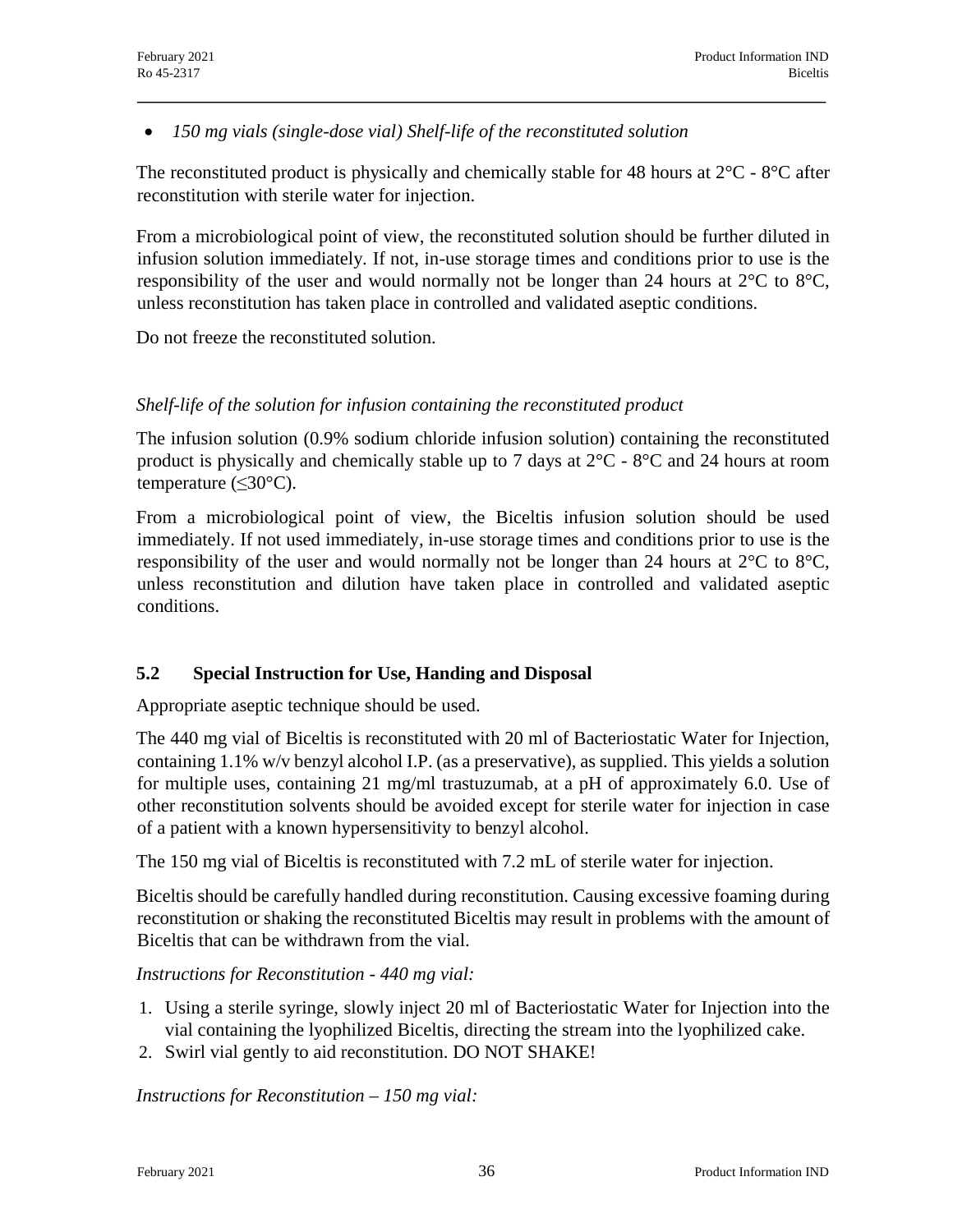- *150 mg vials (single-dose vial) Shelf-life of the reconstituted solution*

The reconstituted product is physically and chemically stable for 48 hours at 2°C - 8°C after reconstitution with sterile water for injection.

From a microbiological point of view, the reconstituted solution should be further diluted in infusion solution immediately. If not, in-use storage times and conditions prior to use is the responsibility of the user and would normally not be longer than 24 hours at 2°C to 8°C, unless reconstitution has taken place in controlled and validated aseptic conditions.

Do not freeze the reconstituted solution.

*Shelf-life of the solution for infusion containing the reconstituted product*

The infusion solution (0.9% sodium chloride infusion solution) containing the reconstituted product is physically and chemically stable up to 7 days at 2°C - 8°C and 24 hours at room temperature (≤30°C).

From a microbiological point of view, the Biceltis infusion solution should be used immediately. If not used immediately, in-use storage times and conditions prior to use is the responsibility of the user and would normally not be longer than 24 hours at 2°C to 8°C, unless reconstitution and dilution have taken place in controlled and validated aseptic conditions.

## 5.2 Special Instruction for Use, Handing and Disposal

Appropriate aseptic technique should be used.

The 440 mg vial of Biceltis is reconstituted with 20 ml of Bacteriostatic Water for Injection, containing 1.1% w/v benzyl alcohol I.P. (as a preservative), as supplied. This yields a solution for multiple uses, containing 21 mg/ml trastuzumab, at a pH of approximately 6.0. Use of other reconstitution solvents should be avoided except for sterile water for injection in case of a patient with a known hypersensitivity to benzyl alcohol.

The 150 mg vial of Biceltis is reconstituted with 7.2 mL of sterile water for injection.

Biceltis should be carefully handled during reconstitution. Causing excessive foaming during reconstitution or shaking the reconstituted Biceltis may result in problems with the amount of Biceltis that can be withdrawn from the vial.

*Instructions for Reconstitution - 440 mg vial:*

1. Using a sterile syringe, slowly inject 20 ml of Bacteriostatic Water for Injection into the vial containing the lyophilized Biceltis, directing the stream into the lyophilized cake.
2. Swirl vial gently to aid reconstitution. DO NOT SHAKE!

*Instructions for Reconstitution – 150 mg vial:*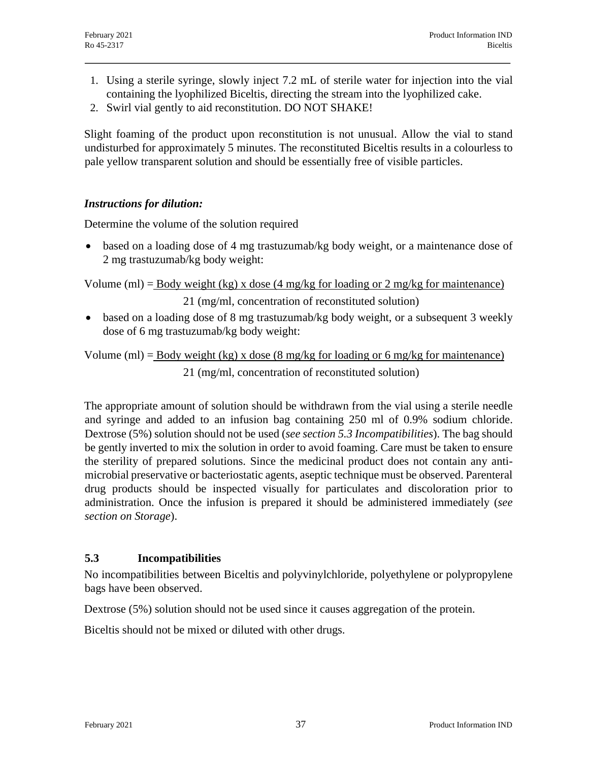1. Using a sterile syringe, slowly inject 7.2 mL of sterile water for injection into the vial containing the lyophilized Biceltis, directing the stream into the lyophilized cake.
2. Swirl vial gently to aid reconstitution. DO NOT SHAKE!

Slight foaming of the product upon reconstitution is not unusual. Allow the vial to stand undisturbed for approximately 5 minutes. The reconstituted Biceltis results in a colourless to pale yellow transparent solution and should be essentially free of visible particles.

***Instructions for dilution:***

Determine the volume of the solution required

- based on a loading dose of 4 mg trastuzumab/kg body weight, or a maintenance dose of 2 mg trastuzumab/kg body weight:

$$\text{Volume (ml)} = \frac{\text{Body weight (kg) x dose (4 mg/kg for loading or 2 mg/kg for maintenance)}}{\text{21 (mg/ml, concentration of reconstituted solution)}}$$

- based on a loading dose of 8 mg trastuzumab/kg body weight, or a subsequent 3 weekly dose of 6 mg trastuzumab/kg body weight:

$$\text{Volume (ml)} = \frac{\text{Body weight (kg) x dose (8 mg/kg for loading or 6 mg/kg for maintenance)}}{\text{21 (mg/ml, concentration of reconstituted solution)}}$$

The appropriate amount of solution should be withdrawn from the vial using a sterile needle and syringe and added to an infusion bag containing 250 ml of 0.9% sodium chloride. Dextrose (5%) solution should not be used (*see section 5.3 Incompatibilities*). The bag should be gently inverted to mix the solution in order to avoid foaming. Care must be taken to ensure the sterility of prepared solutions. Since the medicinal product does not contain any anti-microbial preservative or bacteriostatic agents, aseptic technique must be observed. Parenteral drug products should be inspected visually for particulates and discoloration prior to administration. Once the infusion is prepared it should be administered immediately (*see section on Storage*).

### 5.3 Incompatibilities

No incompatibilities between Biceltis and polyvinylchloride, polyethylene or polypropylene bags have been observed.

Dextrose (5%) solution should not be used since it causes aggregation of the protein.

Biceltis should not be mixed or diluted with other drugs.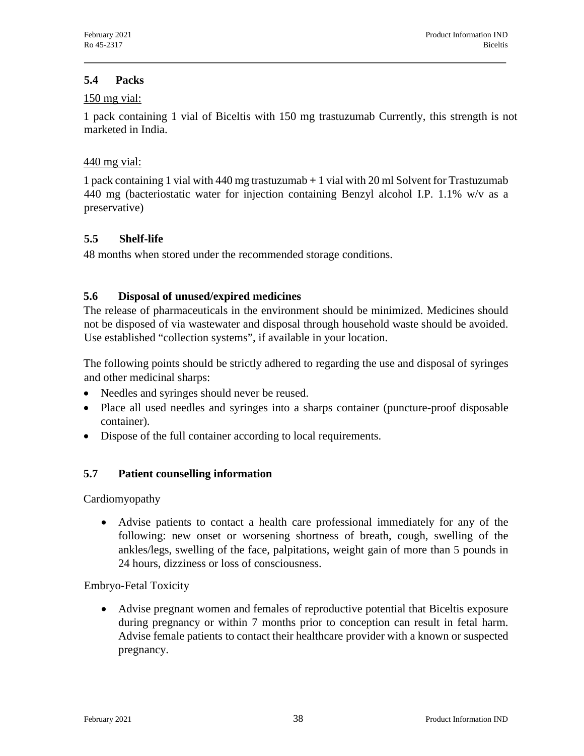## 5.4 Packs

150 mg vial:

1 pack containing 1 vial of Biceltis with 150 mg trastuzumab Currently, this strength is not marketed in India.

440 mg vial:

1 pack containing 1 vial with 440 mg trastuzumab + 1 vial with 20 ml Solvent for Trastuzumab 440 mg (bacteriostatic water for injection containing Benzyl alcohol I.P. 1.1% w/v as a preservative)

## 5.5 Shelf-life

48 months when stored under the recommended storage conditions.

## 5.6 Disposal of unused/expired medicines

The release of pharmaceuticals in the environment should be minimized. Medicines should not be disposed of via wastewater and disposal through household waste should be avoided. Use established "collection systems", if available in your location.

The following points should be strictly adhered to regarding the use and disposal of syringes and other medicinal sharps:

- Needles and syringes should never be reused.
- Place all used needles and syringes into a sharps container (puncture-proof disposable container).
- Dispose of the full container according to local requirements.

## 5.7 Patient counselling information

Cardiomyopathy

- Advise patients to contact a health care professional immediately for any of the following: new onset or worsening shortness of breath, cough, swelling of the ankles/legs, swelling of the face, palpitations, weight gain of more than 5 pounds in 24 hours, dizziness or loss of consciousness.

Embryo-Fetal Toxicity

- Advise pregnant women and females of reproductive potential that Biceltis exposure during pregnancy or within 7 months prior to conception can result in fetal harm. Advise female patients to contact their healthcare provider with a known or suspected pregnancy.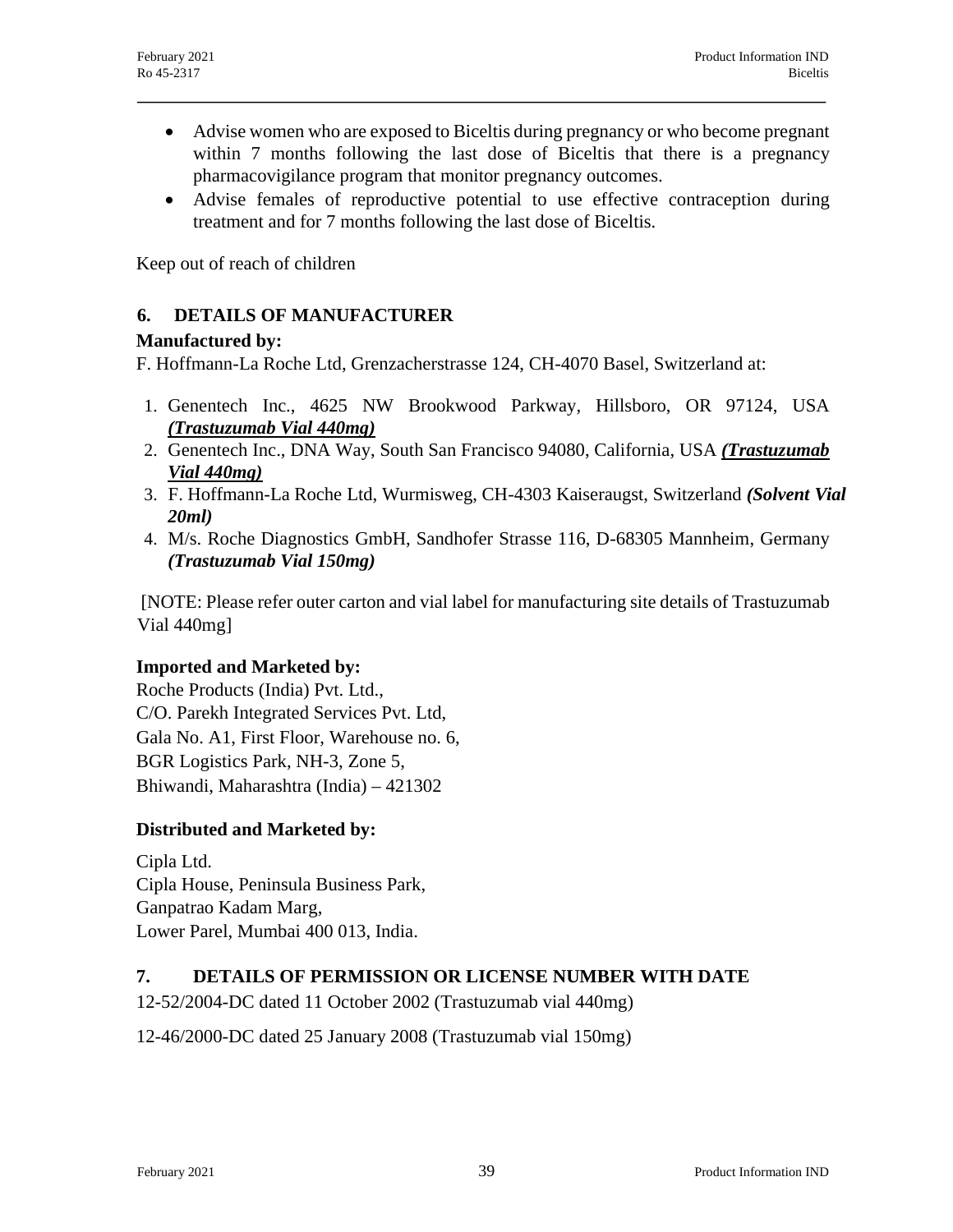- Advise women who are exposed to Biceltis during pregnancy or who become pregnant within 7 months following the last dose of Biceltis that there is a pregnancy pharmacovigilance program that monitor pregnancy outcomes.
- Advise females of reproductive potential to use effective contraception during treatment and for 7 months following the last dose of Biceltis.

Keep out of reach of children

## 6. DETAILS OF MANUFACTURER

**Manufactured by:**

F. Hoffmann-La Roche Ltd, Grenzacherstrasse 124, CH-4070 Basel, Switzerland at:

1. Genentech Inc., 4625 NW Brookwood Parkway, Hillsboro, OR 97124, USA ***(Trastuzumab Vial 440mg)***
2. Genentech Inc., DNA Way, South San Francisco 94080, California, USA ***(Trastuzumab Vial 440mg)***
3. F. Hoffmann-La Roche Ltd, Wurmisweg, CH-4303 Kaiseraugst, Switzerland ***(Solvent Vial 20ml)***
4. M/s. Roche Diagnostics GmbH, Sandhofer Strasse 116, D-68305 Mannheim, Germany ***(Trastuzumab Vial 150mg)***

[NOTE: Please refer outer carton and vial label for manufacturing site details of Trastuzumab Vial 440mg]

**Imported and Marketed by:**

Roche Products (India) Pvt. Ltd.,
C/O. Parekh Integrated Services Pvt. Ltd,
Gala No. A1, First Floor, Warehouse no. 6,
BGR Logistics Park, NH-3, Zone 5,
Bhiwandi, Maharashtra (India) – 421302

**Distributed and Marketed by:**

Cipla Ltd.
Cipla House, Peninsula Business Park,
Ganpatrao Kadam Marg,
Lower Parel, Mumbai 400 013, India.

## 7. DETAILS OF PERMISSION OR LICENSE NUMBER WITH DATE

12-52/2004-DC dated 11 October 2002 (Trastuzumab vial 440mg)

12-46/2000-DC dated 25 January 2008 (Trastuzumab vial 150mg)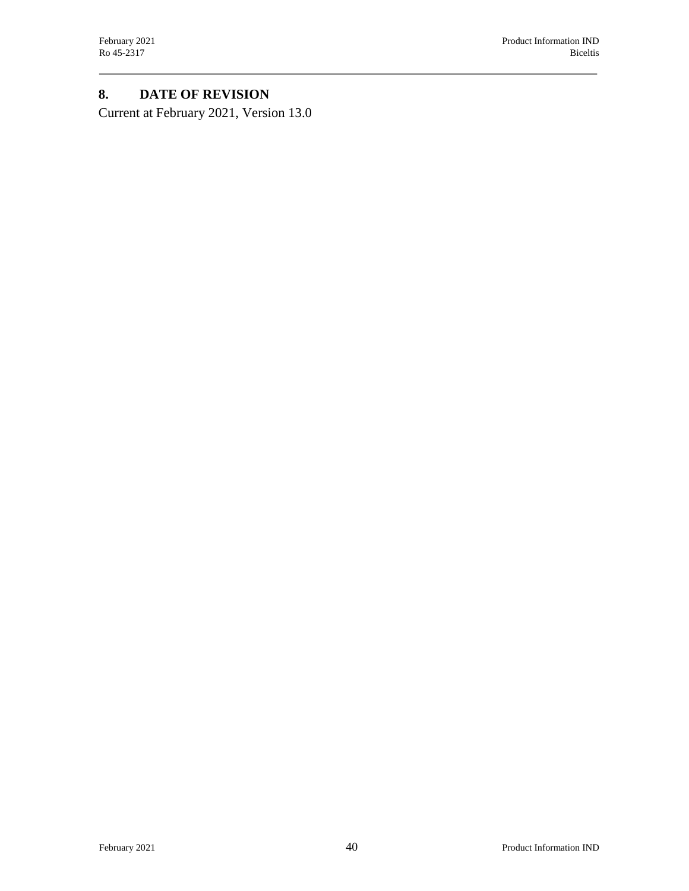## 8. DATE OF REVISION

Current at February 2021, Version 13.0